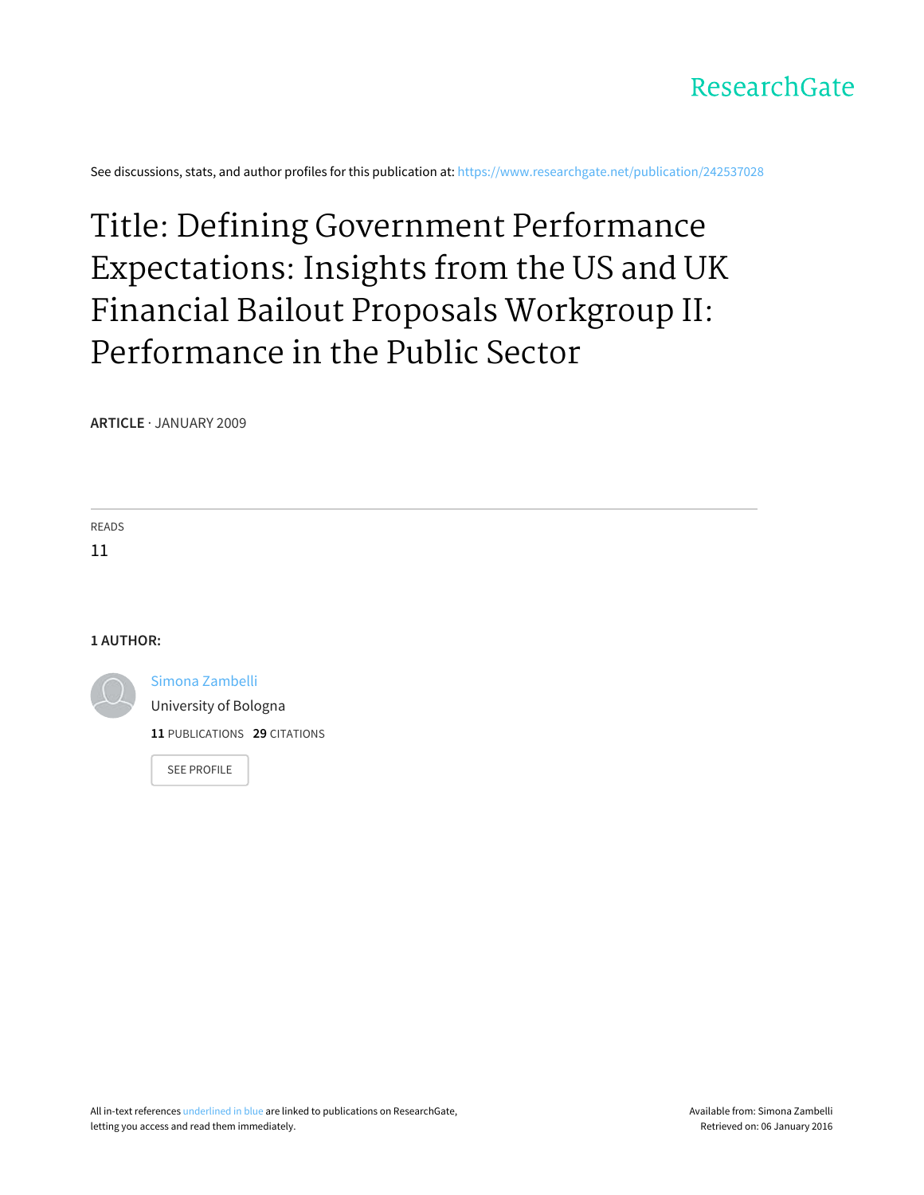ResearchGate

See discussions, stats, and author profiles for this publication at: https://www.researchgate.net/publication/242537028

# Title: Defining Government Performance Expectations: Insights from the US and UK Financial Bailout Proposals Workgroup II: Performance in the Public Sector

**ARTICLE** · JANUARY 2009

READS

11

**1 AUTHOR:**

Simona Zambelli

University of Bologna

**11** PUBLICATIONS **29** CITATIONS

SEE PROFILE

All in-text references underlined in blue are linked to publications on ResearchGate, letting you access and read them immediately.

Available from: Simona Zambelli

Retrieved on: 06 January 2016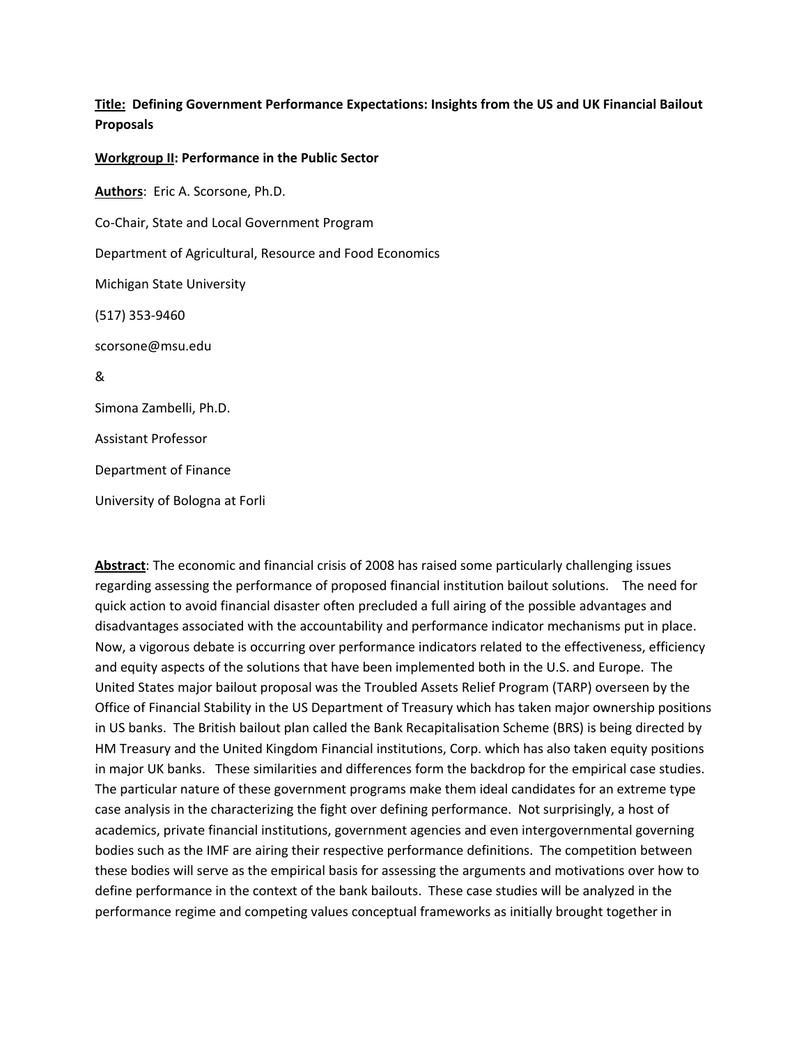**Title: Defining Government Performance Expectations: Insights from the US and UK Financial Bailout Proposals**

**Workgroup II: Performance in the Public Sector**

**Authors**: Eric A. Scorsone, Ph.D.

Co-Chair, State and Local Government Program

Department of Agricultural, Resource and Food Economics

Michigan State University

(517) 353-9460

scorsone@msu.edu

&

Simona Zambelli, Ph.D.

Assistant Professor

Department of Finance

University of Bologna at Forli

**Abstract**: The economic and financial crisis of 2008 has raised some particularly challenging issues regarding assessing the performance of proposed financial institution bailout solutions. The need for quick action to avoid financial disaster often precluded a full airing of the possible advantages and disadvantages associated with the accountability and performance indicator mechanisms put in place. Now, a vigorous debate is occurring over performance indicators related to the effectiveness, efficiency and equity aspects of the solutions that have been implemented both in the U.S. and Europe. The United States major bailout proposal was the Troubled Assets Relief Program (TARP) overseen by the Office of Financial Stability in the US Department of Treasury which has taken major ownership positions in US banks. The British bailout plan called the Bank Recapitalisation Scheme (BRS) is being directed by HM Treasury and the United Kingdom Financial institutions, Corp. which has also taken equity positions in major UK banks. These similarities and differences form the backdrop for the empirical case studies. The particular nature of these government programs make them ideal candidates for an extreme type case analysis in the characterizing the fight over defining performance. Not surprisingly, a host of academics, private financial institutions, government agencies and even intergovernmental governing bodies such as the IMF are airing their respective performance definitions. The competition between these bodies will serve as the empirical basis for assessing the arguments and motivations over how to define performance in the context of the bank bailouts. These case studies will be analyzed in the performance regime and competing values conceptual frameworks as initially brought together in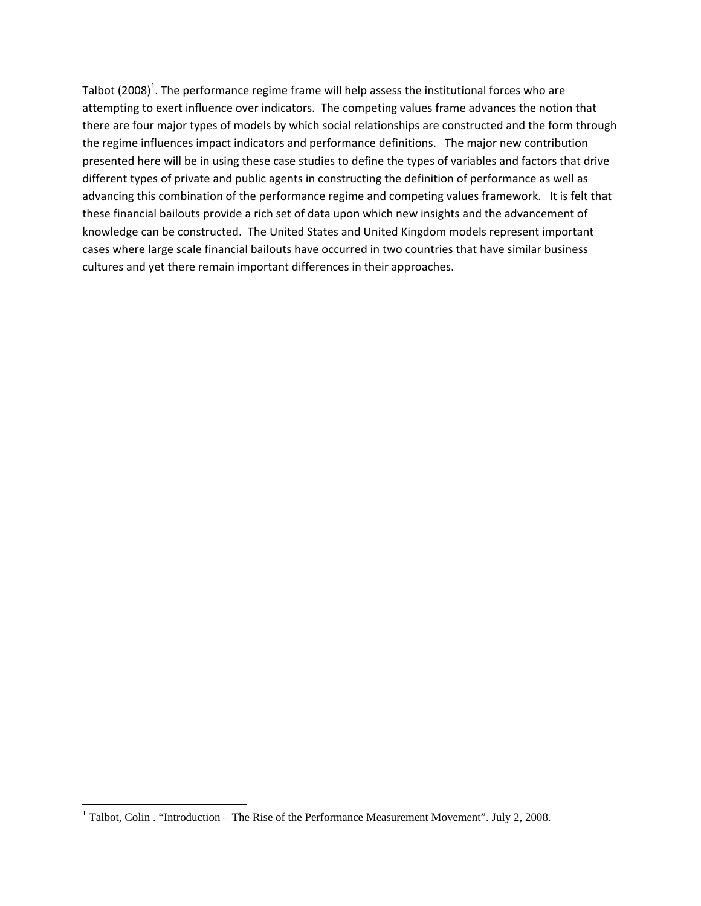Talbot (2008)[1]. The performance regime frame will help assess the institutional forces who are attempting to exert influence over indicators. The competing values frame advances the notion that there are four major types of models by which social relationships are constructed and the form through the regime influences impact indicators and performance definitions. The major new contribution presented here will be in using these case studies to define the types of variables and factors that drive different types of private and public agents in constructing the definition of performance as well as advancing this combination of the performance regime and competing values framework. It is felt that these financial bailouts provide a rich set of data upon which new insights and the advancement of knowledge can be constructed. The United States and United Kingdom models represent important cases where large scale financial bailouts have occurred in two countries that have similar business cultures and yet there remain important differences in their approaches.

---

[1] Talbot, Colin . "Introduction – The Rise of the Performance Measurement Movement". July 2, 2008.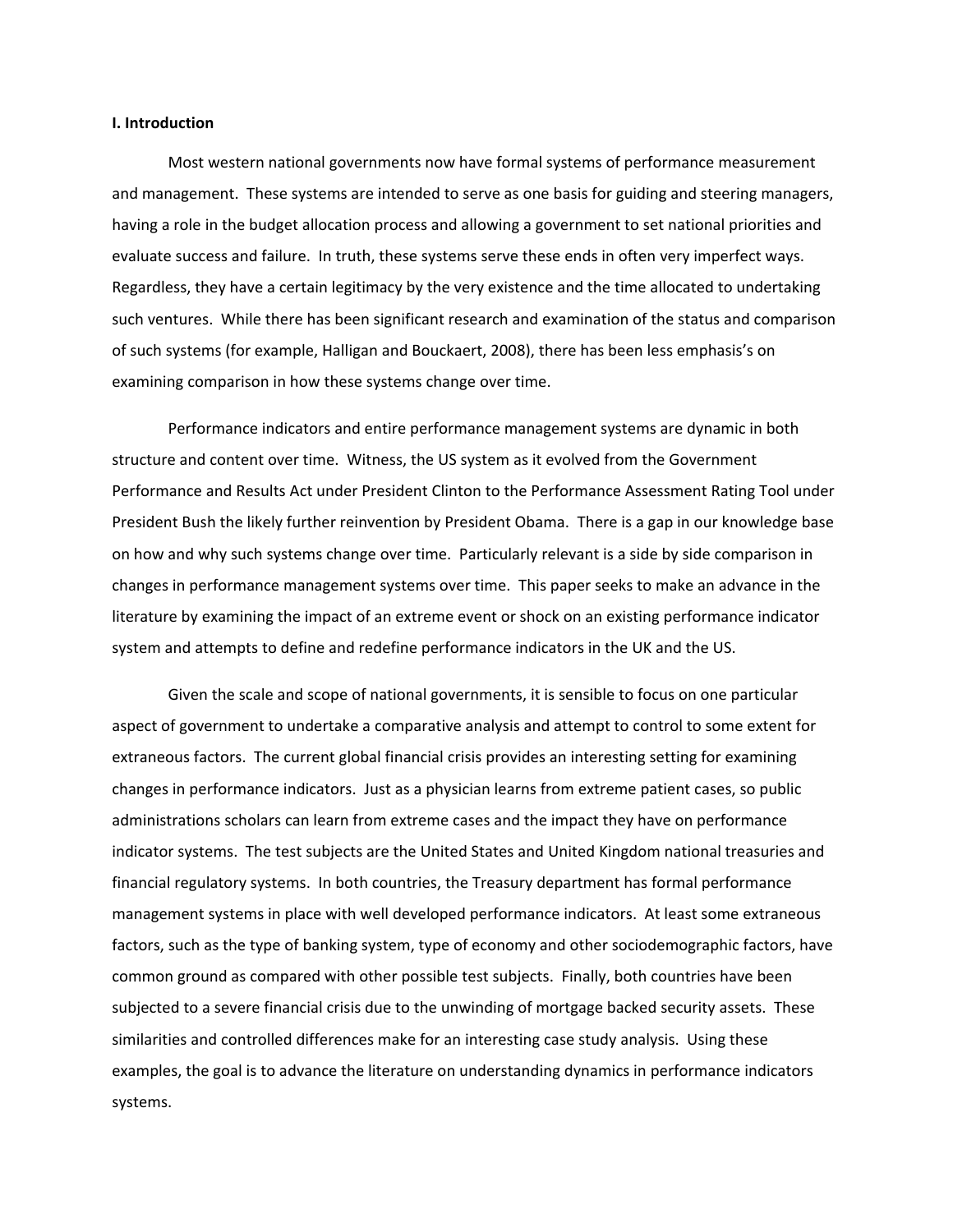**I. Introduction**

Most western national governments now have formal systems of performance measurement and management. These systems are intended to serve as one basis for guiding and steering managers, having a role in the budget allocation process and allowing a government to set national priorities and evaluate success and failure. In truth, these systems serve these ends in often very imperfect ways. Regardless, they have a certain legitimacy by the very existence and the time allocated to undertaking such ventures. While there has been significant research and examination of the status and comparison of such systems (for example, Halligan and Bouckaert, 2008), there has been less emphasis's on examining comparison in how these systems change over time.

Performance indicators and entire performance management systems are dynamic in both structure and content over time. Witness, the US system as it evolved from the Government Performance and Results Act under President Clinton to the Performance Assessment Rating Tool under President Bush the likely further reinvention by President Obama. There is a gap in our knowledge base on how and why such systems change over time. Particularly relevant is a side by side comparison in changes in performance management systems over time. This paper seeks to make an advance in the literature by examining the impact of an extreme event or shock on an existing performance indicator system and attempts to define and redefine performance indicators in the UK and the US.

Given the scale and scope of national governments, it is sensible to focus on one particular aspect of government to undertake a comparative analysis and attempt to control to some extent for extraneous factors. The current global financial crisis provides an interesting setting for examining changes in performance indicators. Just as a physician learns from extreme patient cases, so public administrations scholars can learn from extreme cases and the impact they have on performance indicator systems. The test subjects are the United States and United Kingdom national treasuries and financial regulatory systems. In both countries, the Treasury department has formal performance management systems in place with well developed performance indicators. At least some extraneous factors, such as the type of banking system, type of economy and other sociodemographic factors, have common ground as compared with other possible test subjects. Finally, both countries have been subjected to a severe financial crisis due to the unwinding of mortgage backed security assets. These similarities and controlled differences make for an interesting case study analysis. Using these examples, the goal is to advance the literature on understanding dynamics in performance indicators systems.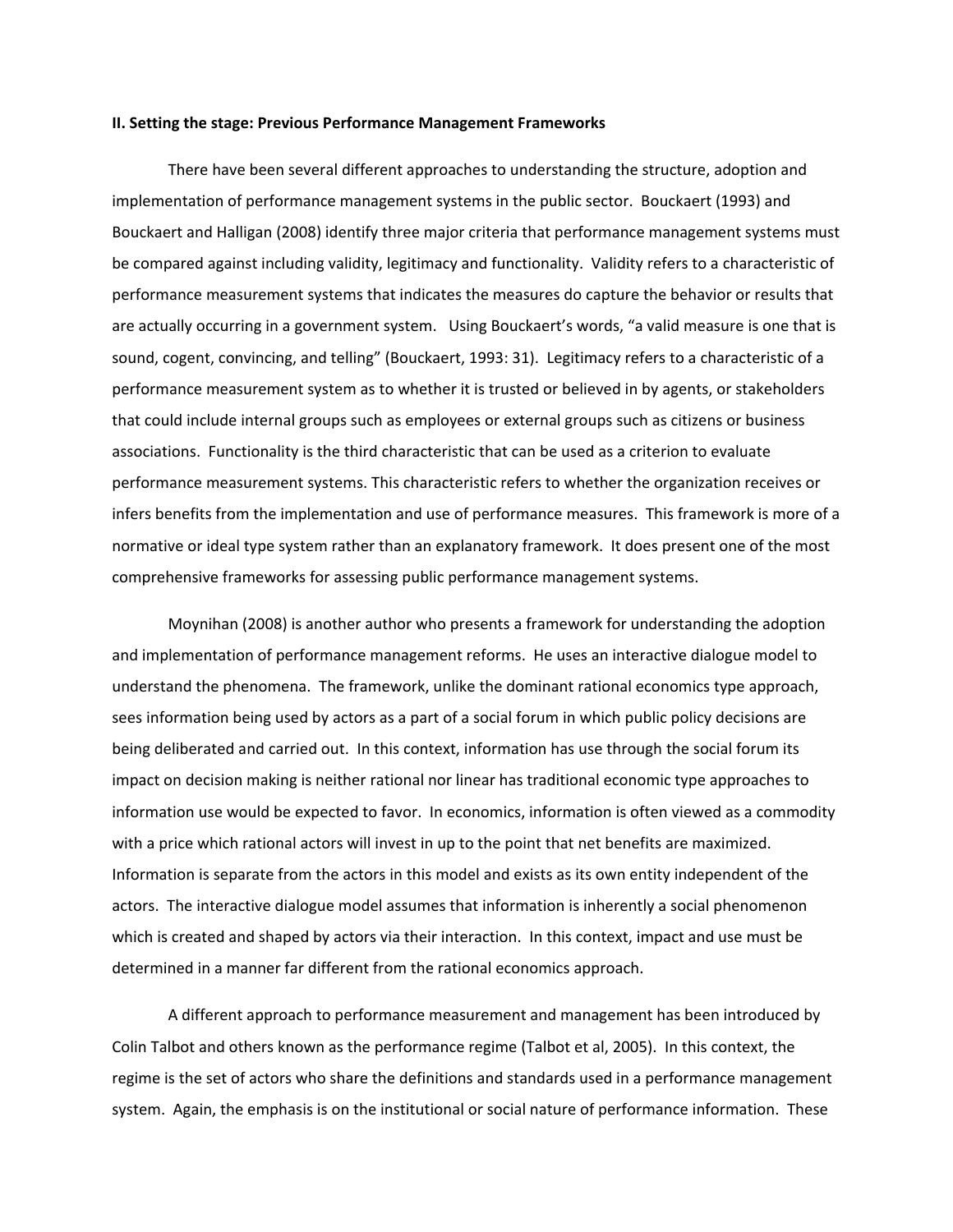**II. Setting the stage: Previous Performance Management Frameworks**

There have been several different approaches to understanding the structure, adoption and implementation of performance management systems in the public sector. Bouckaert (1993) and Bouckaert and Halligan (2008) identify three major criteria that performance management systems must be compared against including validity, legitimacy and functionality. Validity refers to a characteristic of performance measurement systems that indicates the measures do capture the behavior or results that are actually occurring in a government system. Using Bouckaert's words, "a valid measure is one that is sound, cogent, convincing, and telling" (Bouckaert, 1993: 31). Legitimacy refers to a characteristic of a performance measurement system as to whether it is trusted or believed in by agents, or stakeholders that could include internal groups such as employees or external groups such as citizens or business associations. Functionality is the third characteristic that can be used as a criterion to evaluate performance measurement systems. This characteristic refers to whether the organization receives or infers benefits from the implementation and use of performance measures. This framework is more of a normative or ideal type system rather than an explanatory framework. It does present one of the most comprehensive frameworks for assessing public performance management systems.

Moynihan (2008) is another author who presents a framework for understanding the adoption and implementation of performance management reforms. He uses an interactive dialogue model to understand the phenomena. The framework, unlike the dominant rational economics type approach, sees information being used by actors as a part of a social forum in which public policy decisions are being deliberated and carried out. In this context, information has use through the social forum its impact on decision making is neither rational nor linear has traditional economic type approaches to information use would be expected to favor. In economics, information is often viewed as a commodity with a price which rational actors will invest in up to the point that net benefits are maximized. Information is separate from the actors in this model and exists as its own entity independent of the actors. The interactive dialogue model assumes that information is inherently a social phenomenon which is created and shaped by actors via their interaction. In this context, impact and use must be determined in a manner far different from the rational economics approach.

A different approach to performance measurement and management has been introduced by Colin Talbot and others known as the performance regime (Talbot et al, 2005). In this context, the regime is the set of actors who share the definitions and standards used in a performance management system. Again, the emphasis is on the institutional or social nature of performance information. These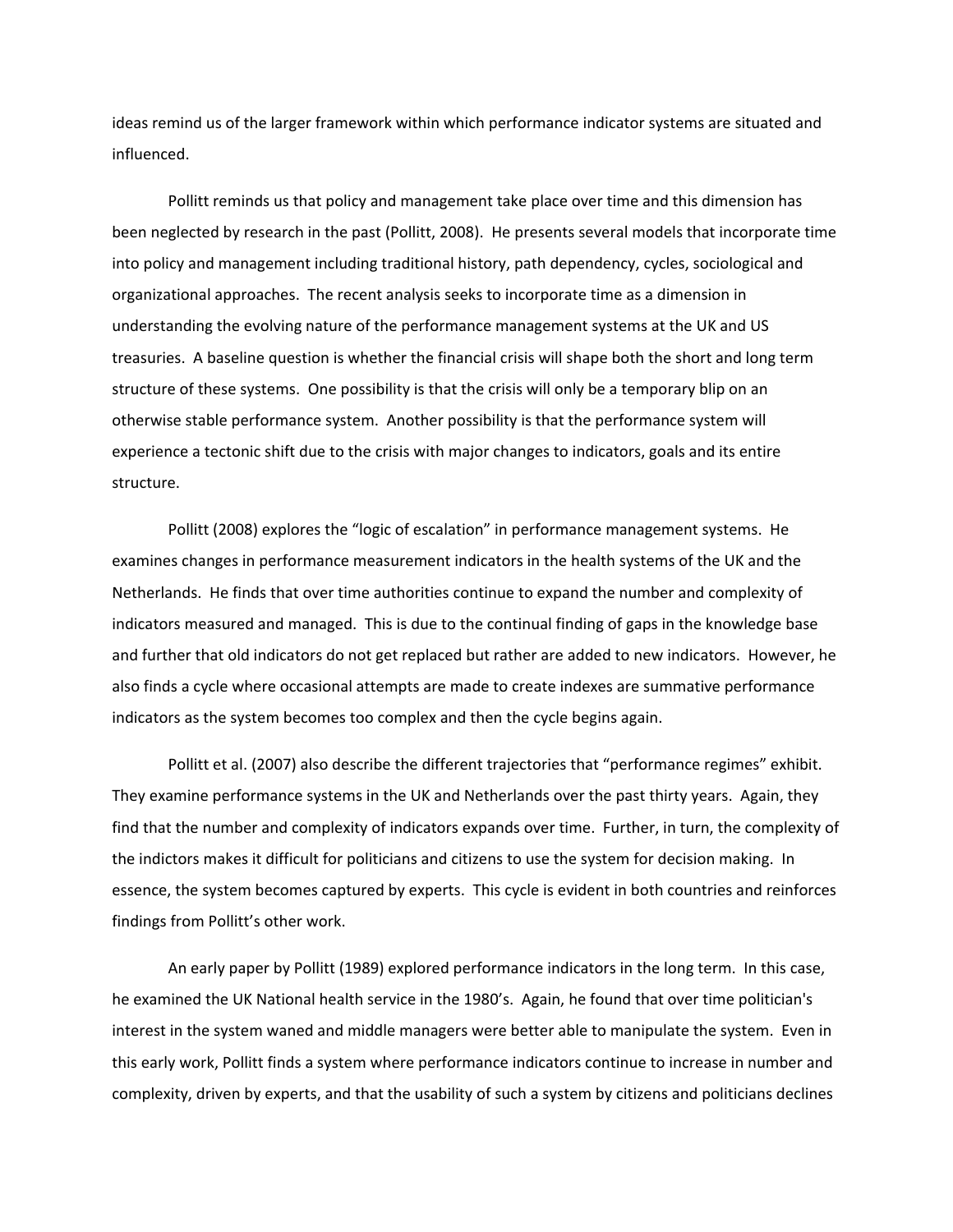ideas remind us of the larger framework within which performance indicator systems are situated and influenced.

Pollitt reminds us that policy and management take place over time and this dimension has been neglected by research in the past (Pollitt, 2008). He presents several models that incorporate time into policy and management including traditional history, path dependency, cycles, sociological and organizational approaches. The recent analysis seeks to incorporate time as a dimension in understanding the evolving nature of the performance management systems at the UK and US treasuries. A baseline question is whether the financial crisis will shape both the short and long term structure of these systems. One possibility is that the crisis will only be a temporary blip on an otherwise stable performance system. Another possibility is that the performance system will experience a tectonic shift due to the crisis with major changes to indicators, goals and its entire structure.

Pollitt (2008) explores the "logic of escalation" in performance management systems. He examines changes in performance measurement indicators in the health systems of the UK and the Netherlands. He finds that over time authorities continue to expand the number and complexity of indicators measured and managed. This is due to the continual finding of gaps in the knowledge base and further that old indicators do not get replaced but rather are added to new indicators. However, he also finds a cycle where occasional attempts are made to create indexes are summative performance indicators as the system becomes too complex and then the cycle begins again.

Pollitt et al. (2007) also describe the different trajectories that "performance regimes" exhibit. They examine performance systems in the UK and Netherlands over the past thirty years. Again, they find that the number and complexity of indicators expands over time. Further, in turn, the complexity of the indictors makes it difficult for politicians and citizens to use the system for decision making. In essence, the system becomes captured by experts. This cycle is evident in both countries and reinforces findings from Pollitt's other work.

An early paper by Pollitt (1989) explored performance indicators in the long term. In this case, he examined the UK National health service in the 1980's. Again, he found that over time politician's interest in the system waned and middle managers were better able to manipulate the system. Even in this early work, Pollitt finds a system where performance indicators continue to increase in number and complexity, driven by experts, and that the usability of such a system by citizens and politicians declines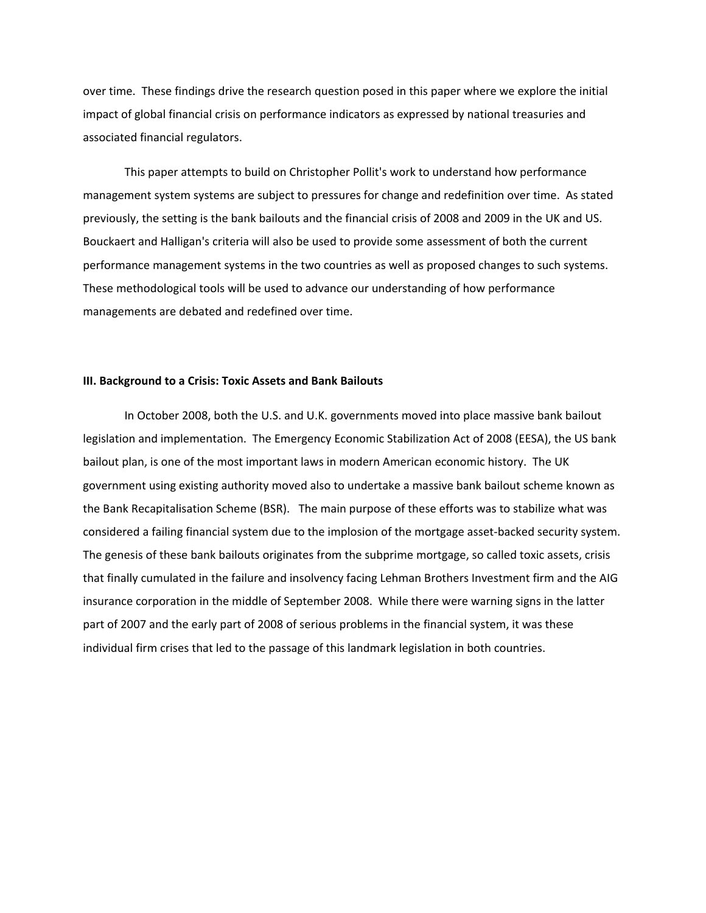over time. These findings drive the research question posed in this paper where we explore the initial impact of global financial crisis on performance indicators as expressed by national treasuries and associated financial regulators.

This paper attempts to build on Christopher Pollit's work to understand how performance management system systems are subject to pressures for change and redefinition over time. As stated previously, the setting is the bank bailouts and the financial crisis of 2008 and 2009 in the UK and US. Bouckaert and Halligan's criteria will also be used to provide some assessment of both the current performance management systems in the two countries as well as proposed changes to such systems. These methodological tools will be used to advance our understanding of how performance managements are debated and redefined over time.

### III. Background to a Crisis: Toxic Assets and Bank Bailouts

In October 2008, both the U.S. and U.K. governments moved into place massive bank bailout legislation and implementation. The Emergency Economic Stabilization Act of 2008 (EESA), the US bank bailout plan, is one of the most important laws in modern American economic history. The UK government using existing authority moved also to undertake a massive bank bailout scheme known as the Bank Recapitalisation Scheme (BSR). The main purpose of these efforts was to stabilize what was considered a failing financial system due to the implosion of the mortgage asset-backed security system. The genesis of these bank bailouts originates from the subprime mortgage, so called toxic assets, crisis that finally cumulated in the failure and insolvency facing Lehman Brothers Investment firm and the AIG insurance corporation in the middle of September 2008. While there were warning signs in the latter part of 2007 and the early part of 2008 of serious problems in the financial system, it was these individual firm crises that led to the passage of this landmark legislation in both countries.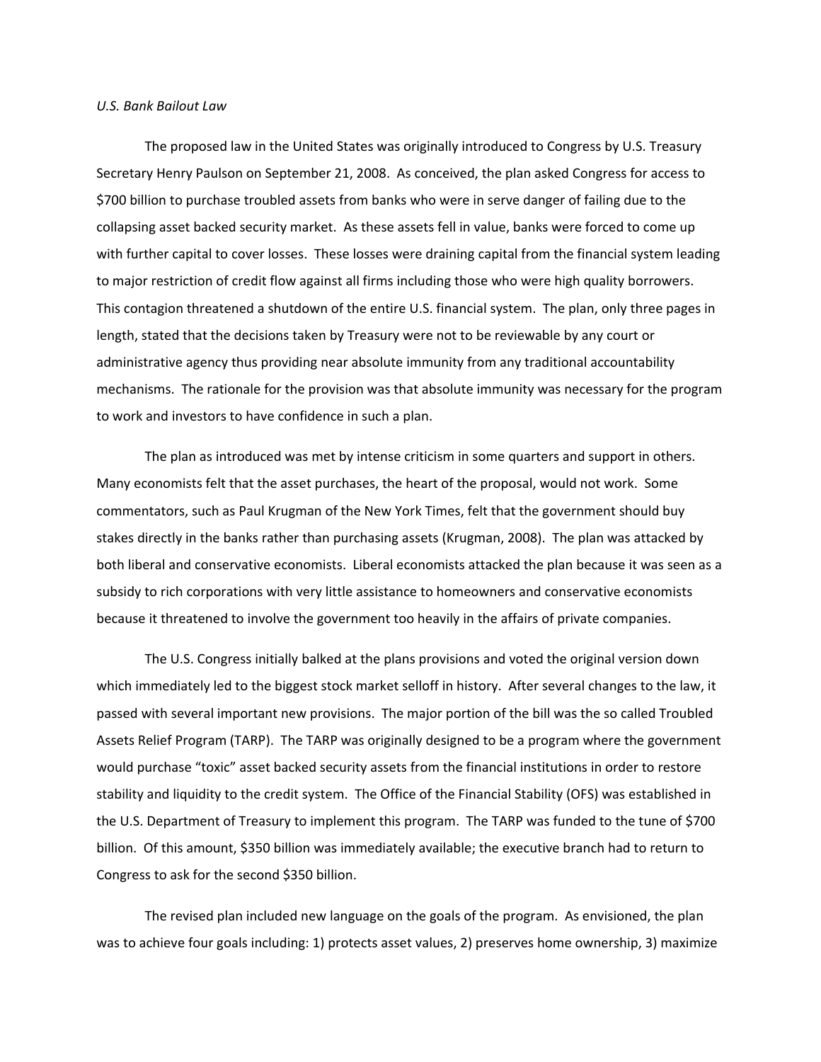*U.S. Bank Bailout Law*

The proposed law in the United States was originally introduced to Congress by U.S. Treasury Secretary Henry Paulson on September 21, 2008. As conceived, the plan asked Congress for access to $700 billion to purchase troubled assets from banks who were in serve danger of failing due to the collapsing asset backed security market. As these assets fell in value, banks were forced to come up with further capital to cover losses. These losses were draining capital from the financial system leading to major restriction of credit flow against all firms including those who were high quality borrowers. This contagion threatened a shutdown of the entire U.S. financial system. The plan, only three pages in length, stated that the decisions taken by Treasury were not to be reviewable by any court or administrative agency thus providing near absolute immunity from any traditional accountability mechanisms. The rationale for the provision was that absolute immunity was necessary for the program to work and investors to have confidence in such a plan.

The plan as introduced was met by intense criticism in some quarters and support in others. Many economists felt that the asset purchases, the heart of the proposal, would not work. Some commentators, such as Paul Krugman of the New York Times, felt that the government should buy stakes directly in the banks rather than purchasing assets (Krugman, 2008). The plan was attacked by both liberal and conservative economists. Liberal economists attacked the plan because it was seen as a subsidy to rich corporations with very little assistance to homeowners and conservative economists because it threatened to involve the government too heavily in the affairs of private companies.

The U.S. Congress initially balked at the plans provisions and voted the original version down which immediately led to the biggest stock market selloff in history. After several changes to the law, it passed with several important new provisions. The major portion of the bill was the so called Troubled Assets Relief Program (TARP). The TARP was originally designed to be a program where the government would purchase "toxic" asset backed security assets from the financial institutions in order to restore stability and liquidity to the credit system. The Office of the Financial Stability (OFS) was established in the U.S. Department of Treasury to implement this program. The TARP was funded to the tune of $700 billion. Of this amount, $350 billion was immediately available; the executive branch had to return to Congress to ask for the second $350 billion.

The revised plan included new language on the goals of the program. As envisioned, the plan was to achieve four goals including: 1) protects asset values, 2) preserves home ownership, 3) maximize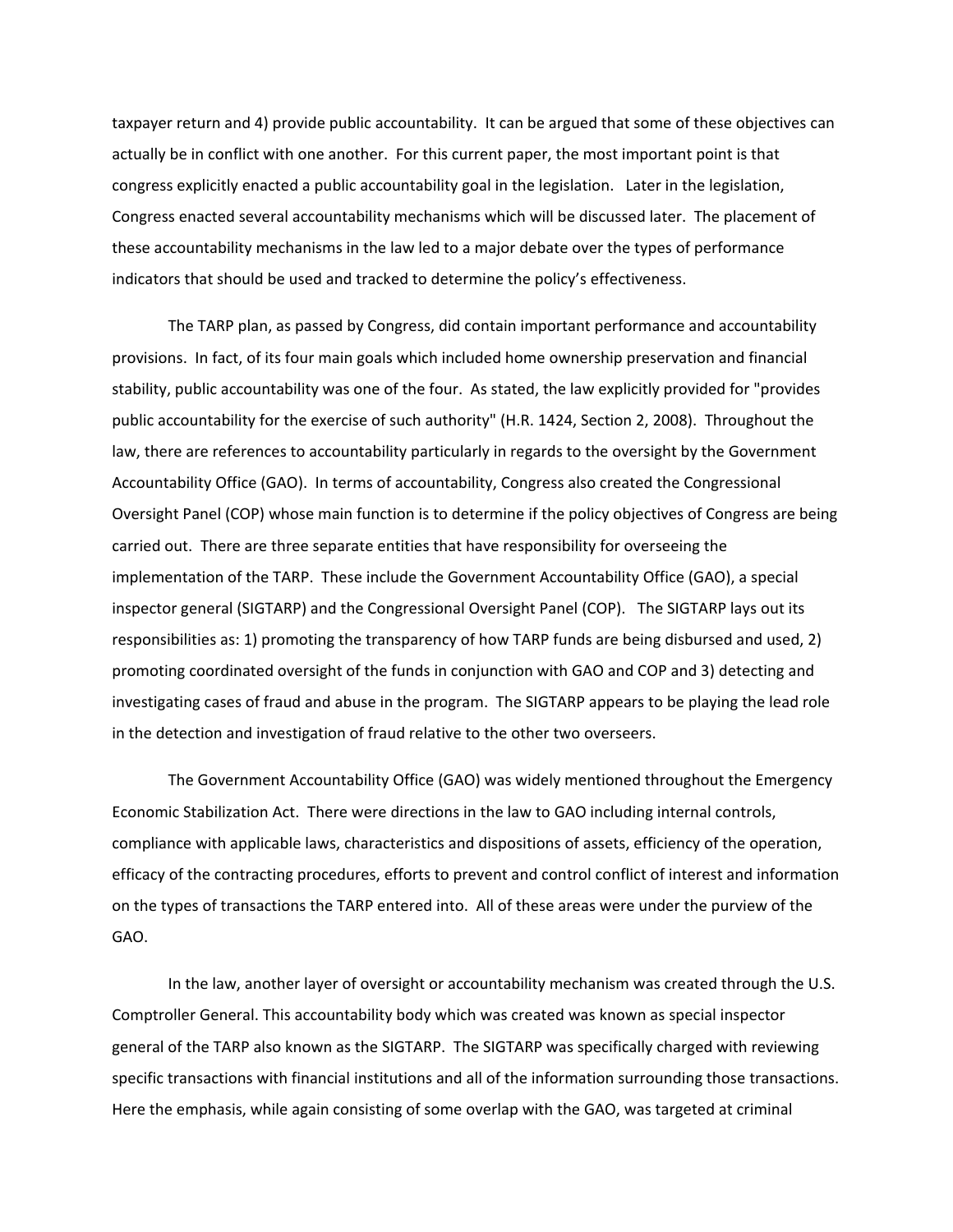taxpayer return and 4) provide public accountability. It can be argued that some of these objectives can actually be in conflict with one another. For this current paper, the most important point is that congress explicitly enacted a public accountability goal in the legislation. Later in the legislation, Congress enacted several accountability mechanisms which will be discussed later. The placement of these accountability mechanisms in the law led to a major debate over the types of performance indicators that should be used and tracked to determine the policy's effectiveness.

The TARP plan, as passed by Congress, did contain important performance and accountability provisions. In fact, of its four main goals which included home ownership preservation and financial stability, public accountability was one of the four. As stated, the law explicitly provided for "provides public accountability for the exercise of such authority" (H.R. 1424, Section 2, 2008). Throughout the law, there are references to accountability particularly in regards to the oversight by the Government Accountability Office (GAO). In terms of accountability, Congress also created the Congressional Oversight Panel (COP) whose main function is to determine if the policy objectives of Congress are being carried out. There are three separate entities that have responsibility for overseeing the implementation of the TARP. These include the Government Accountability Office (GAO), a special inspector general (SIGTARP) and the Congressional Oversight Panel (COP). The SIGTARP lays out its responsibilities as: 1) promoting the transparency of how TARP funds are being disbursed and used, 2) promoting coordinated oversight of the funds in conjunction with GAO and COP and 3) detecting and investigating cases of fraud and abuse in the program. The SIGTARP appears to be playing the lead role in the detection and investigation of fraud relative to the other two overseers.

The Government Accountability Office (GAO) was widely mentioned throughout the Emergency Economic Stabilization Act. There were directions in the law to GAO including internal controls, compliance with applicable laws, characteristics and dispositions of assets, efficiency of the operation, efficacy of the contracting procedures, efforts to prevent and control conflict of interest and information on the types of transactions the TARP entered into. All of these areas were under the purview of the GAO.

In the law, another layer of oversight or accountability mechanism was created through the U.S. Comptroller General. This accountability body which was created was known as special inspector general of the TARP also known as the SIGTARP. The SIGTARP was specifically charged with reviewing specific transactions with financial institutions and all of the information surrounding those transactions. Here the emphasis, while again consisting of some overlap with the GAO, was targeted at criminal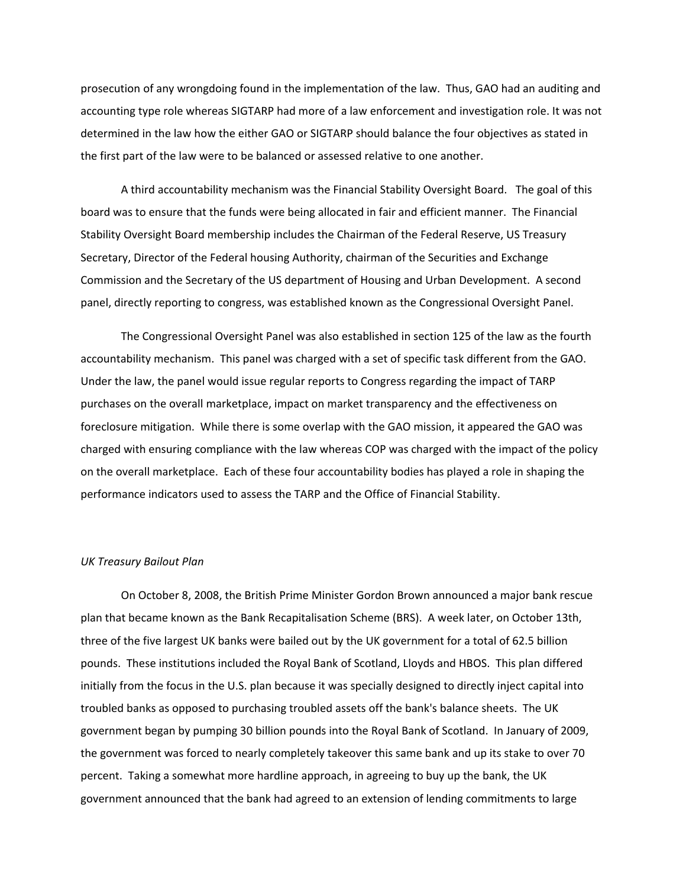prosecution of any wrongdoing found in the implementation of the law. Thus, GAO had an auditing and accounting type role whereas SIGTARP had more of a law enforcement and investigation role. It was not determined in the law how the either GAO or SIGTARP should balance the four objectives as stated in the first part of the law were to be balanced or assessed relative to one another.

A third accountability mechanism was the Financial Stability Oversight Board. The goal of this board was to ensure that the funds were being allocated in fair and efficient manner. The Financial Stability Oversight Board membership includes the Chairman of the Federal Reserve, US Treasury Secretary, Director of the Federal housing Authority, chairman of the Securities and Exchange Commission and the Secretary of the US department of Housing and Urban Development. A second panel, directly reporting to congress, was established known as the Congressional Oversight Panel.

The Congressional Oversight Panel was also established in section 125 of the law as the fourth accountability mechanism. This panel was charged with a set of specific task different from the GAO. Under the law, the panel would issue regular reports to Congress regarding the impact of TARP purchases on the overall marketplace, impact on market transparency and the effectiveness on foreclosure mitigation. While there is some overlap with the GAO mission, it appeared the GAO was charged with ensuring compliance with the law whereas COP was charged with the impact of the policy on the overall marketplace. Each of these four accountability bodies has played a role in shaping the performance indicators used to assess the TARP and the Office of Financial Stability.

*UK Treasury Bailout Plan*

On October 8, 2008, the British Prime Minister Gordon Brown announced a major bank rescue plan that became known as the Bank Recapitalisation Scheme (BRS). A week later, on October 13th, three of the five largest UK banks were bailed out by the UK government for a total of 62.5 billion pounds. These institutions included the Royal Bank of Scotland, Lloyds and HBOS. This plan differed initially from the focus in the U.S. plan because it was specially designed to directly inject capital into troubled banks as opposed to purchasing troubled assets off the bank's balance sheets. The UK government began by pumping 30 billion pounds into the Royal Bank of Scotland. In January of 2009, the government was forced to nearly completely takeover this same bank and up its stake to over 70 percent. Taking a somewhat more hardline approach, in agreeing to buy up the bank, the UK government announced that the bank had agreed to an extension of lending commitments to large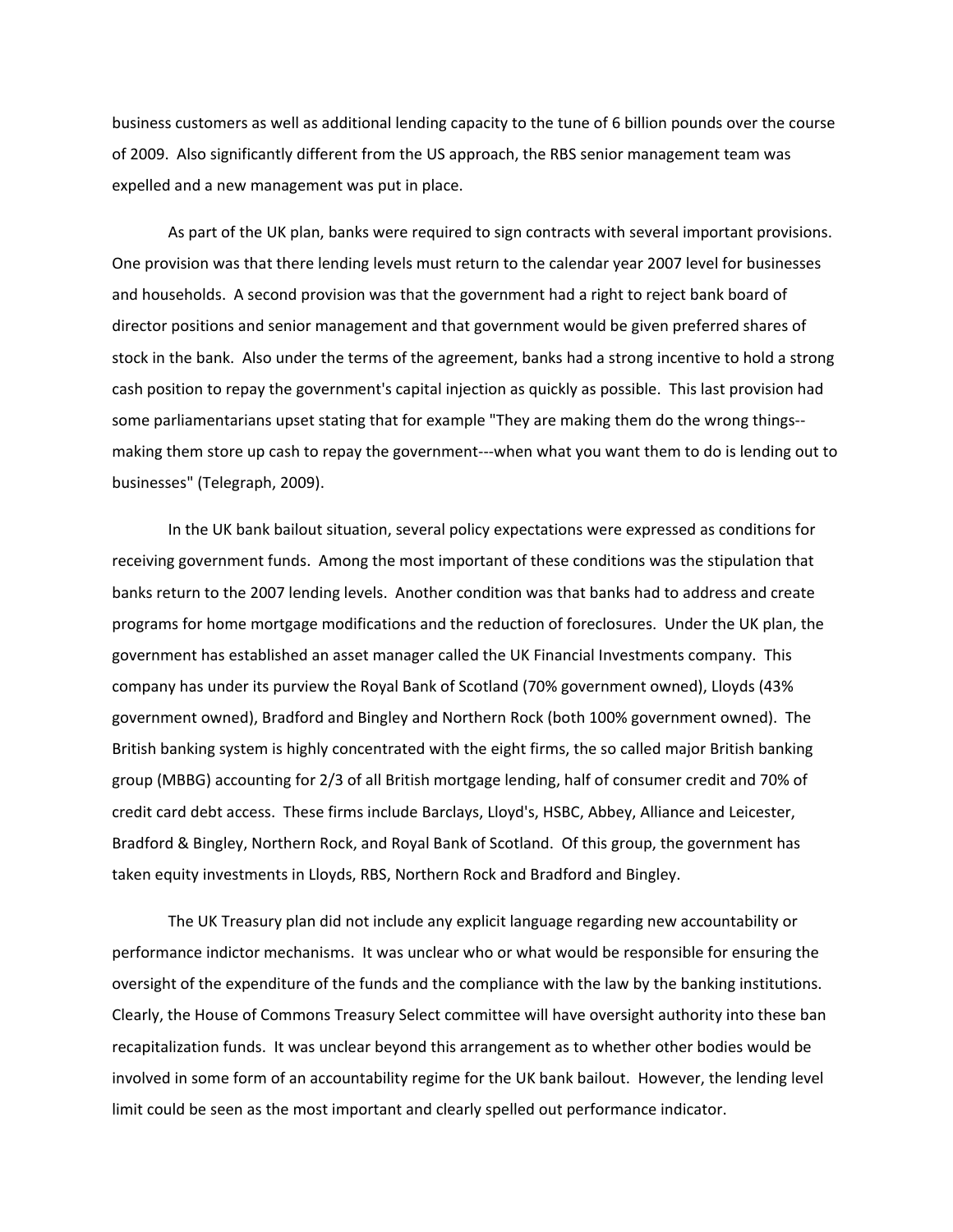business customers as well as additional lending capacity to the tune of 6 billion pounds over the course of 2009. Also significantly different from the US approach, the RBS senior management team was expelled and a new management was put in place.

As part of the UK plan, banks were required to sign contracts with several important provisions. One provision was that there lending levels must return to the calendar year 2007 level for businesses and households. A second provision was that the government had a right to reject bank board of director positions and senior management and that government would be given preferred shares of stock in the bank. Also under the terms of the agreement, banks had a strong incentive to hold a strong cash position to repay the government's capital injection as quickly as possible. This last provision had some parliamentarians upset stating that for example "They are making them do the wrong things--making them store up cash to repay the government---when what you want them to do is lending out to businesses" (Telegraph, 2009).

In the UK bank bailout situation, several policy expectations were expressed as conditions for receiving government funds. Among the most important of these conditions was the stipulation that banks return to the 2007 lending levels. Another condition was that banks had to address and create programs for home mortgage modifications and the reduction of foreclosures. Under the UK plan, the government has established an asset manager called the UK Financial Investments company. This company has under its purview the Royal Bank of Scotland (70% government owned), Lloyds (43% government owned), Bradford and Bingley and Northern Rock (both 100% government owned). The British banking system is highly concentrated with the eight firms, the so called major British banking group (MBBG) accounting for 2/3 of all British mortgage lending, half of consumer credit and 70% of credit card debt access. These firms include Barclays, Lloyd's, HSBC, Abbey, Alliance and Leicester, Bradford & Bingley, Northern Rock, and Royal Bank of Scotland. Of this group, the government has taken equity investments in Lloyds, RBS, Northern Rock and Bradford and Bingley.

The UK Treasury plan did not include any explicit language regarding new accountability or performance indictor mechanisms. It was unclear who or what would be responsible for ensuring the oversight of the expenditure of the funds and the compliance with the law by the banking institutions. Clearly, the House of Commons Treasury Select committee will have oversight authority into these ban recapitalization funds. It was unclear beyond this arrangement as to whether other bodies would be involved in some form of an accountability regime for the UK bank bailout. However, the lending level limit could be seen as the most important and clearly spelled out performance indicator.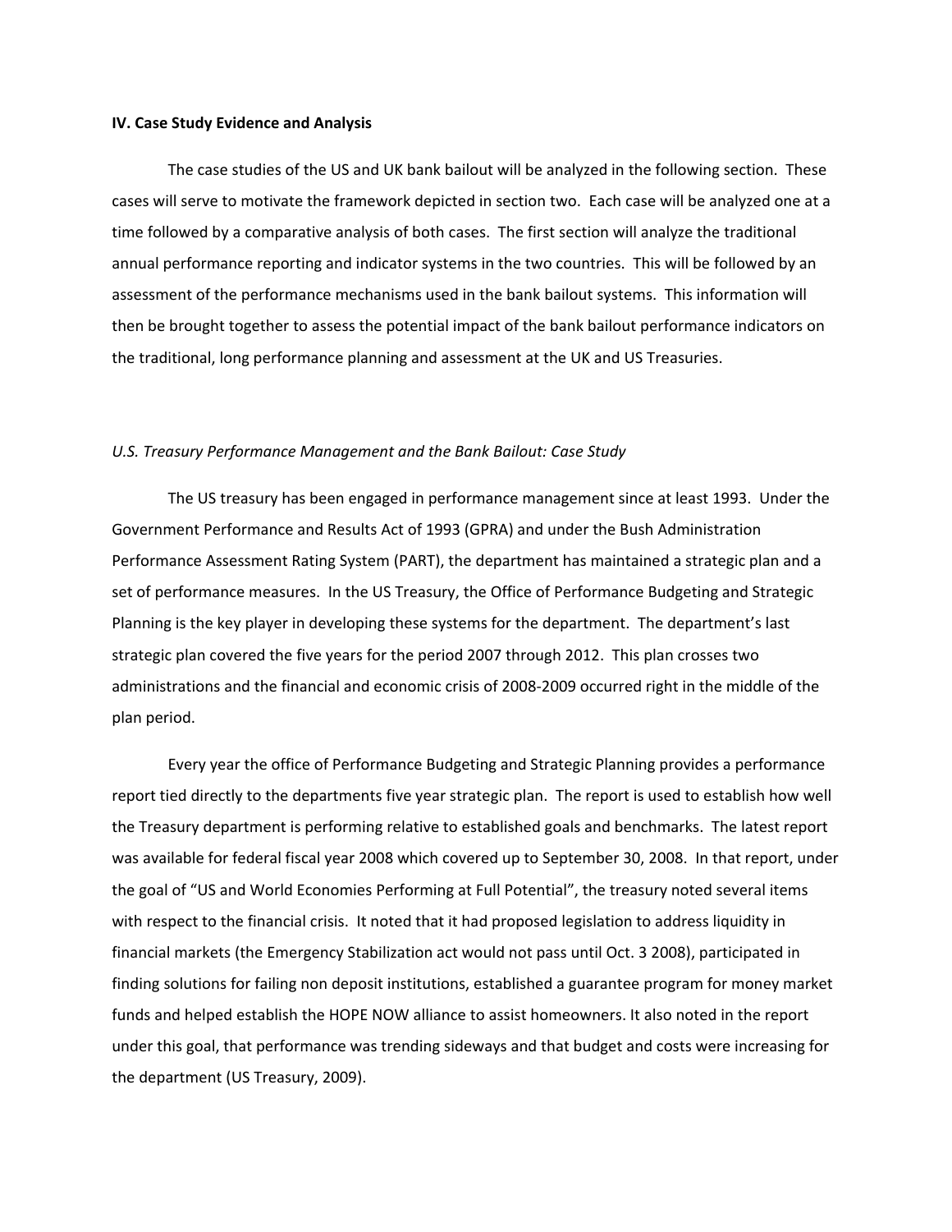**IV. Case Study Evidence and Analysis**

The case studies of the US and UK bank bailout will be analyzed in the following section. These cases will serve to motivate the framework depicted in section two. Each case will be analyzed one at a time followed by a comparative analysis of both cases. The first section will analyze the traditional annual performance reporting and indicator systems in the two countries. This will be followed by an assessment of the performance mechanisms used in the bank bailout systems. This information will then be brought together to assess the potential impact of the bank bailout performance indicators on the traditional, long performance planning and assessment at the UK and US Treasuries.

*U.S. Treasury Performance Management and the Bank Bailout: Case Study*

The US treasury has been engaged in performance management since at least 1993. Under the Government Performance and Results Act of 1993 (GPRA) and under the Bush Administration Performance Assessment Rating System (PART), the department has maintained a strategic plan and a set of performance measures. In the US Treasury, the Office of Performance Budgeting and Strategic Planning is the key player in developing these systems for the department. The department's last strategic plan covered the five years for the period 2007 through 2012. This plan crosses two administrations and the financial and economic crisis of 2008-2009 occurred right in the middle of the plan period.

Every year the office of Performance Budgeting and Strategic Planning provides a performance report tied directly to the departments five year strategic plan. The report is used to establish how well the Treasury department is performing relative to established goals and benchmarks. The latest report was available for federal fiscal year 2008 which covered up to September 30, 2008. In that report, under the goal of "US and World Economies Performing at Full Potential", the treasury noted several items with respect to the financial crisis. It noted that it had proposed legislation to address liquidity in financial markets (the Emergency Stabilization act would not pass until Oct. 3 2008), participated in finding solutions for failing non deposit institutions, established a guarantee program for money market funds and helped establish the HOPE NOW alliance to assist homeowners. It also noted in the report under this goal, that performance was trending sideways and that budget and costs were increasing for the department (US Treasury, 2009).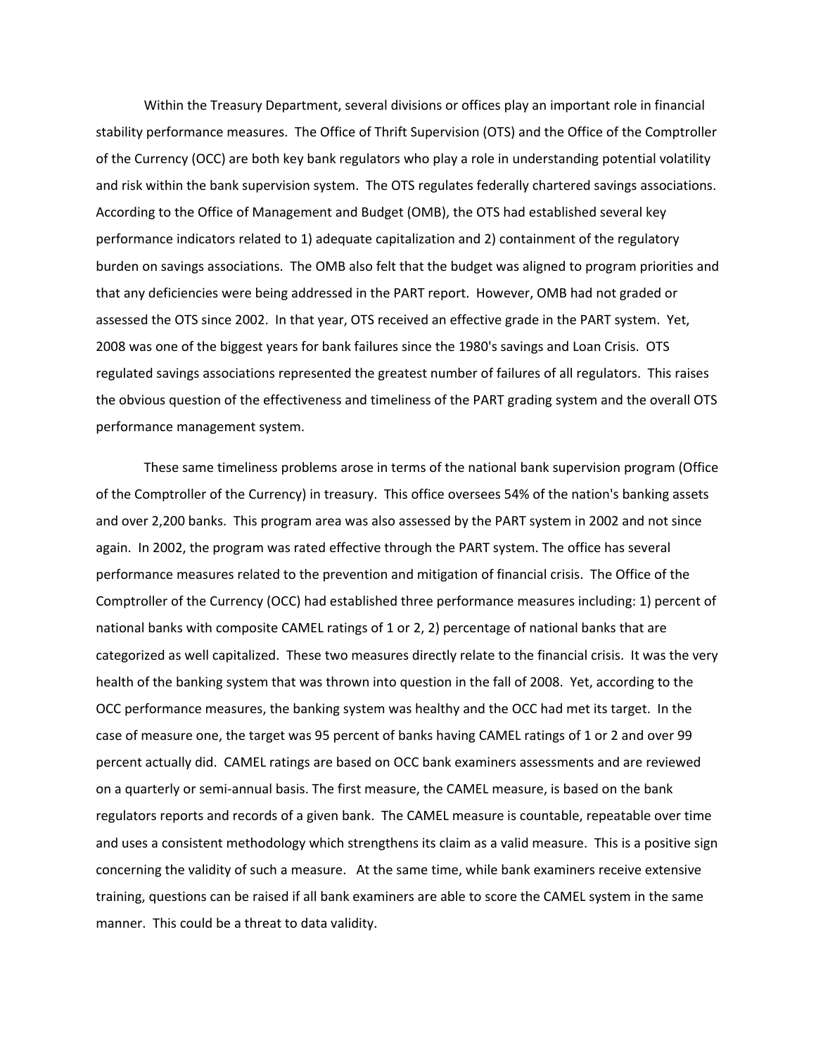Within the Treasury Department, several divisions or offices play an important role in financial stability performance measures. The Office of Thrift Supervision (OTS) and the Office of the Comptroller of the Currency (OCC) are both key bank regulators who play a role in understanding potential volatility and risk within the bank supervision system. The OTS regulates federally chartered savings associations. According to the Office of Management and Budget (OMB), the OTS had established several key performance indicators related to 1) adequate capitalization and 2) containment of the regulatory burden on savings associations. The OMB also felt that the budget was aligned to program priorities and that any deficiencies were being addressed in the PART report. However, OMB had not graded or assessed the OTS since 2002. In that year, OTS received an effective grade in the PART system. Yet, 2008 was one of the biggest years for bank failures since the 1980's savings and Loan Crisis. OTS regulated savings associations represented the greatest number of failures of all regulators. This raises the obvious question of the effectiveness and timeliness of the PART grading system and the overall OTS performance management system.

These same timeliness problems arose in terms of the national bank supervision program (Office of the Comptroller of the Currency) in treasury. This office oversees 54% of the nation's banking assets and over 2,200 banks. This program area was also assessed by the PART system in 2002 and not since again. In 2002, the program was rated effective through the PART system. The office has several performance measures related to the prevention and mitigation of financial crisis. The Office of the Comptroller of the Currency (OCC) had established three performance measures including: 1) percent of national banks with composite CAMEL ratings of 1 or 2, 2) percentage of national banks that are categorized as well capitalized. These two measures directly relate to the financial crisis. It was the very health of the banking system that was thrown into question in the fall of 2008. Yet, according to the OCC performance measures, the banking system was healthy and the OCC had met its target. In the case of measure one, the target was 95 percent of banks having CAMEL ratings of 1 or 2 and over 99 percent actually did. CAMEL ratings are based on OCC bank examiners assessments and are reviewed on a quarterly or semi-annual basis. The first measure, the CAMEL measure, is based on the bank regulators reports and records of a given bank. The CAMEL measure is countable, repeatable over time and uses a consistent methodology which strengthens its claim as a valid measure. This is a positive sign concerning the validity of such a measure. At the same time, while bank examiners receive extensive training, questions can be raised if all bank examiners are able to score the CAMEL system in the same manner. This could be a threat to data validity.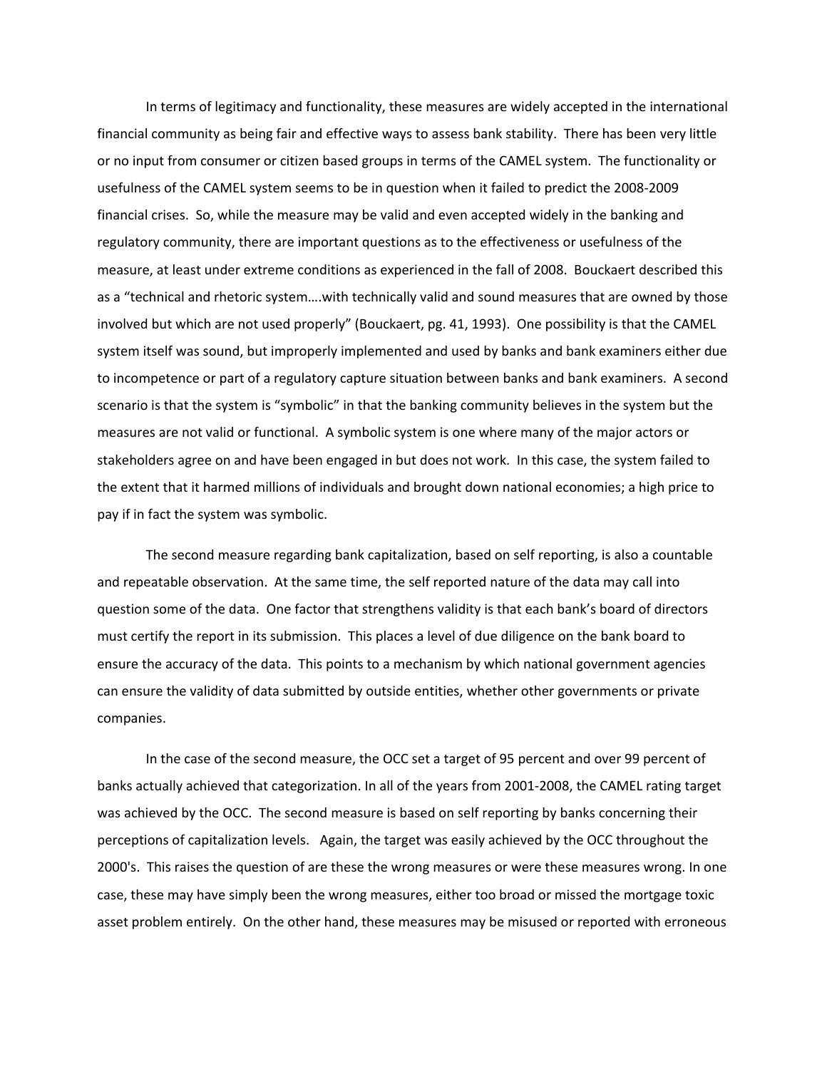In terms of legitimacy and functionality, these measures are widely accepted in the international financial community as being fair and effective ways to assess bank stability. There has been very little or no input from consumer or citizen based groups in terms of the CAMEL system. The functionality or usefulness of the CAMEL system seems to be in question when it failed to predict the 2008-2009 financial crises. So, while the measure may be valid and even accepted widely in the banking and regulatory community, there are important questions as to the effectiveness or usefulness of the measure, at least under extreme conditions as experienced in the fall of 2008. Bouckaert described this as a "technical and rhetoric system….with technically valid and sound measures that are owned by those involved but which are not used properly" (Bouckaert, pg. 41, 1993). One possibility is that the CAMEL system itself was sound, but improperly implemented and used by banks and bank examiners either due to incompetence or part of a regulatory capture situation between banks and bank examiners. A second scenario is that the system is "symbolic" in that the banking community believes in the system but the measures are not valid or functional. A symbolic system is one where many of the major actors or stakeholders agree on and have been engaged in but does not work. In this case, the system failed to the extent that it harmed millions of individuals and brought down national economies; a high price to pay if in fact the system was symbolic.

The second measure regarding bank capitalization, based on self reporting, is also a countable and repeatable observation. At the same time, the self reported nature of the data may call into question some of the data. One factor that strengthens validity is that each bank's board of directors must certify the report in its submission. This places a level of due diligence on the bank board to ensure the accuracy of the data. This points to a mechanism by which national government agencies can ensure the validity of data submitted by outside entities, whether other governments or private companies.

In the case of the second measure, the OCC set a target of 95 percent and over 99 percent of banks actually achieved that categorization. In all of the years from 2001-2008, the CAMEL rating target was achieved by the OCC. The second measure is based on self reporting by banks concerning their perceptions of capitalization levels. Again, the target was easily achieved by the OCC throughout the 2000's. This raises the question of are these the wrong measures or were these measures wrong. In one case, these may have simply been the wrong measures, either too broad or missed the mortgage toxic asset problem entirely. On the other hand, these measures may be misused or reported with erroneous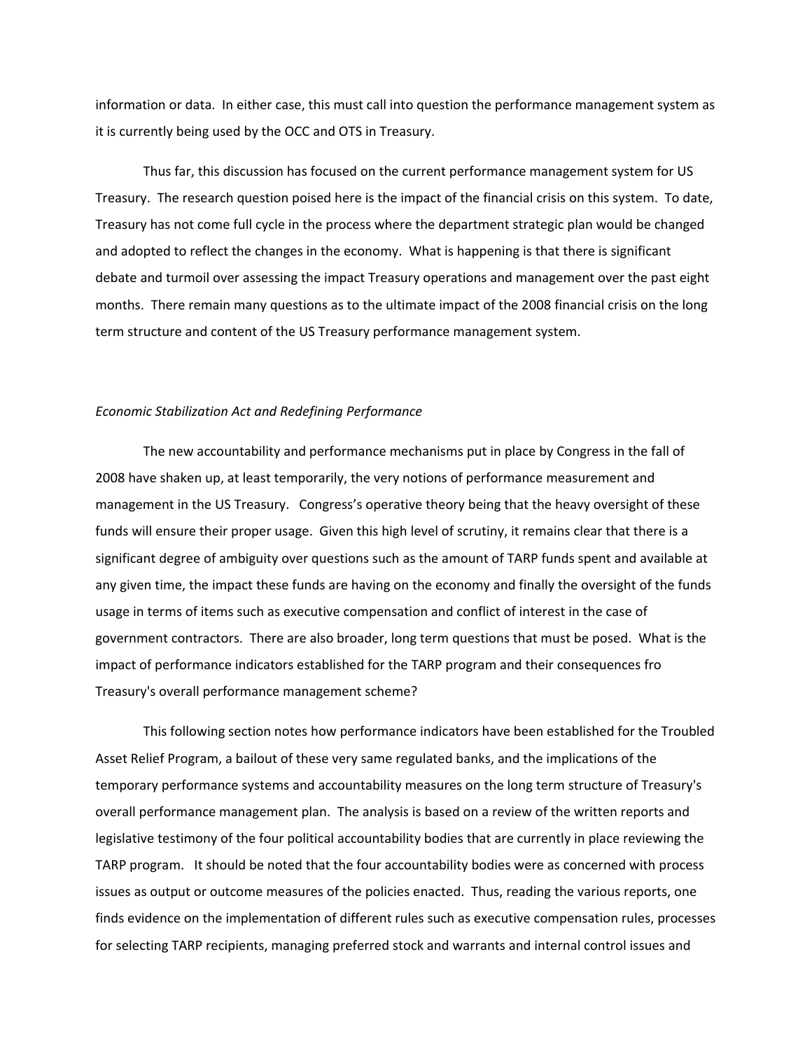information or data. In either case, this must call into question the performance management system as it is currently being used by the OCC and OTS in Treasury.

Thus far, this discussion has focused on the current performance management system for US Treasury. The research question poised here is the impact of the financial crisis on this system. To date, Treasury has not come full cycle in the process where the department strategic plan would be changed and adopted to reflect the changes in the economy. What is happening is that there is significant debate and turmoil over assessing the impact Treasury operations and management over the past eight months. There remain many questions as to the ultimate impact of the 2008 financial crisis on the long term structure and content of the US Treasury performance management system.

*Economic Stabilization Act and Redefining Performance*

The new accountability and performance mechanisms put in place by Congress in the fall of 2008 have shaken up, at least temporarily, the very notions of performance measurement and management in the US Treasury. Congress's operative theory being that the heavy oversight of these funds will ensure their proper usage. Given this high level of scrutiny, it remains clear that there is a significant degree of ambiguity over questions such as the amount of TARP funds spent and available at any given time, the impact these funds are having on the economy and finally the oversight of the funds usage in terms of items such as executive compensation and conflict of interest in the case of government contractors. There are also broader, long term questions that must be posed. What is the impact of performance indicators established for the TARP program and their consequences fro Treasury's overall performance management scheme?

This following section notes how performance indicators have been established for the Troubled Asset Relief Program, a bailout of these very same regulated banks, and the implications of the temporary performance systems and accountability measures on the long term structure of Treasury's overall performance management plan. The analysis is based on a review of the written reports and legislative testimony of the four political accountability bodies that are currently in place reviewing the TARP program. It should be noted that the four accountability bodies were as concerned with process issues as output or outcome measures of the policies enacted. Thus, reading the various reports, one finds evidence on the implementation of different rules such as executive compensation rules, processes for selecting TARP recipients, managing preferred stock and warrants and internal control issues and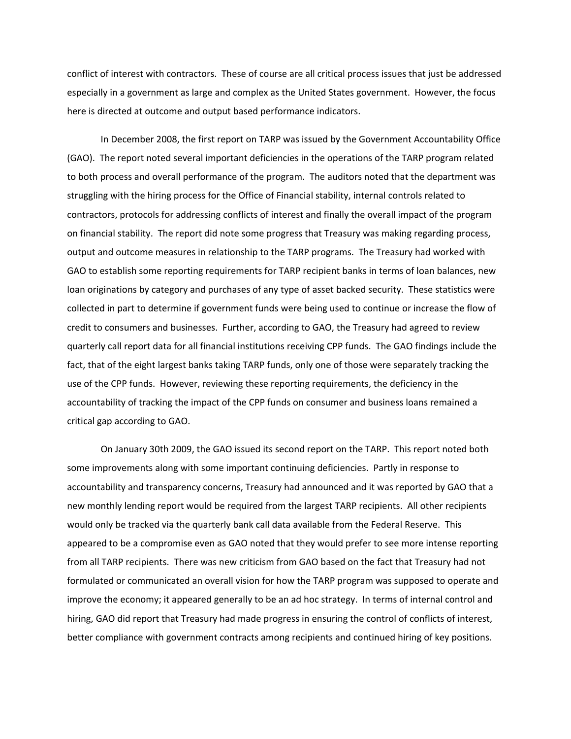conflict of interest with contractors. These of course are all critical process issues that just be addressed especially in a government as large and complex as the United States government. However, the focus here is directed at outcome and output based performance indicators.

In December 2008, the first report on TARP was issued by the Government Accountability Office (GAO). The report noted several important deficiencies in the operations of the TARP program related to both process and overall performance of the program. The auditors noted that the department was struggling with the hiring process for the Office of Financial stability, internal controls related to contractors, protocols for addressing conflicts of interest and finally the overall impact of the program on financial stability. The report did note some progress that Treasury was making regarding process, output and outcome measures in relationship to the TARP programs. The Treasury had worked with GAO to establish some reporting requirements for TARP recipient banks in terms of loan balances, new loan originations by category and purchases of any type of asset backed security. These statistics were collected in part to determine if government funds were being used to continue or increase the flow of credit to consumers and businesses. Further, according to GAO, the Treasury had agreed to review quarterly call report data for all financial institutions receiving CPP funds. The GAO findings include the fact, that of the eight largest banks taking TARP funds, only one of those were separately tracking the use of the CPP funds. However, reviewing these reporting requirements, the deficiency in the accountability of tracking the impact of the CPP funds on consumer and business loans remained a critical gap according to GAO.

On January 30th 2009, the GAO issued its second report on the TARP. This report noted both some improvements along with some important continuing deficiencies. Partly in response to accountability and transparency concerns, Treasury had announced and it was reported by GAO that a new monthly lending report would be required from the largest TARP recipients. All other recipients would only be tracked via the quarterly bank call data available from the Federal Reserve. This appeared to be a compromise even as GAO noted that they would prefer to see more intense reporting from all TARP recipients. There was new criticism from GAO based on the fact that Treasury had not formulated or communicated an overall vision for how the TARP program was supposed to operate and improve the economy; it appeared generally to be an ad hoc strategy. In terms of internal control and hiring, GAO did report that Treasury had made progress in ensuring the control of conflicts of interest, better compliance with government contracts among recipients and continued hiring of key positions.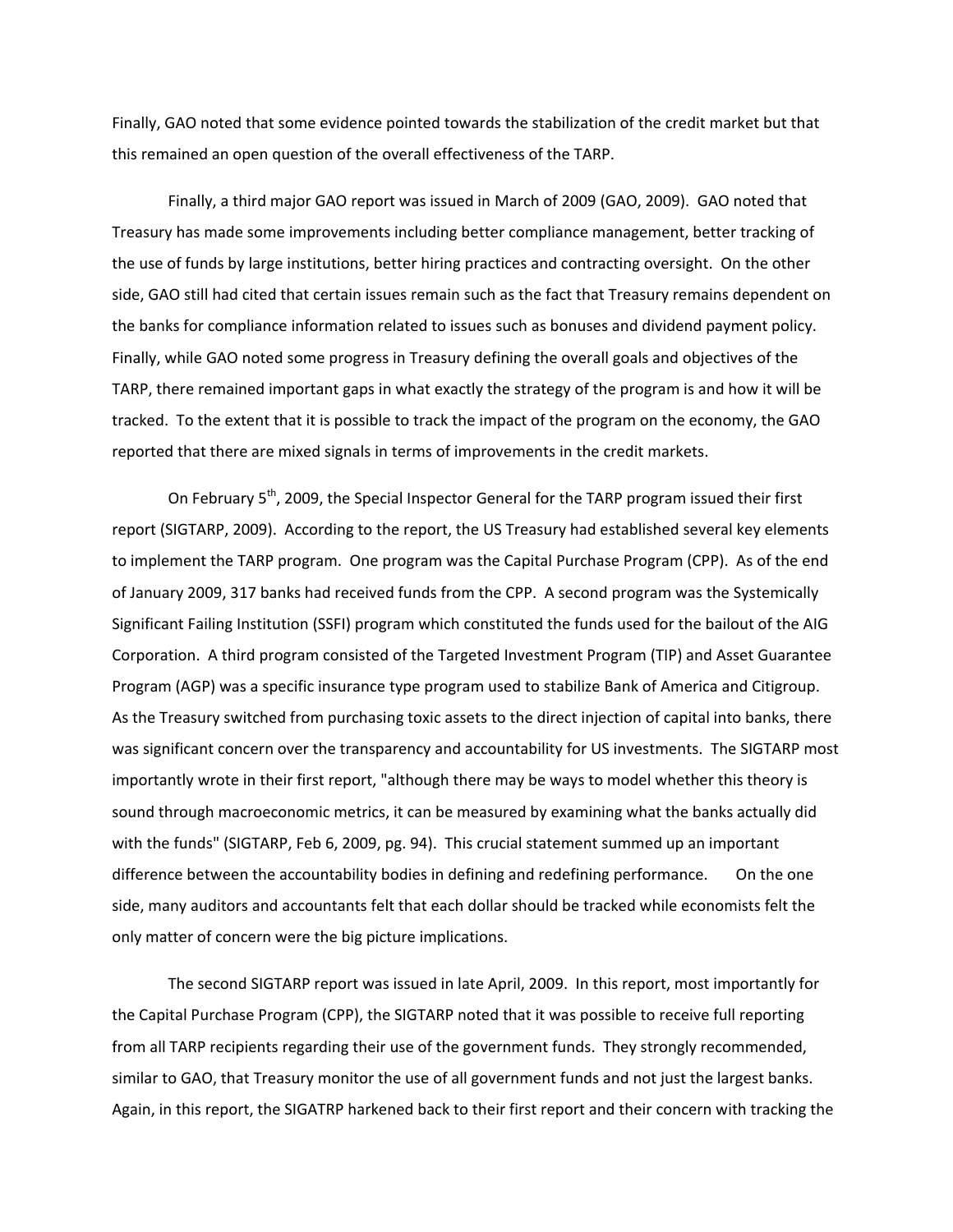Finally, GAO noted that some evidence pointed towards the stabilization of the credit market but that this remained an open question of the overall effectiveness of the TARP.

Finally, a third major GAO report was issued in March of 2009 (GAO, 2009). GAO noted that Treasury has made some improvements including better compliance management, better tracking of the use of funds by large institutions, better hiring practices and contracting oversight. On the other side, GAO still had cited that certain issues remain such as the fact that Treasury remains dependent on the banks for compliance information related to issues such as bonuses and dividend payment policy. Finally, while GAO noted some progress in Treasury defining the overall goals and objectives of the TARP, there remained important gaps in what exactly the strategy of the program is and how it will be tracked. To the extent that it is possible to track the impact of the program on the economy, the GAO reported that there are mixed signals in terms of improvements in the credit markets.

On February 5th, 2009, the Special Inspector General for the TARP program issued their first report (SIGTARP, 2009). According to the report, the US Treasury had established several key elements to implement the TARP program. One program was the Capital Purchase Program (CPP). As of the end of January 2009, 317 banks had received funds from the CPP. A second program was the Systemically Significant Failing Institution (SSFI) program which constituted the funds used for the bailout of the AIG Corporation. A third program consisted of the Targeted Investment Program (TIP) and Asset Guarantee Program (AGP) was a specific insurance type program used to stabilize Bank of America and Citigroup. As the Treasury switched from purchasing toxic assets to the direct injection of capital into banks, there was significant concern over the transparency and accountability for US investments. The SIGTARP most importantly wrote in their first report, "although there may be ways to model whether this theory is sound through macroeconomic metrics, it can be measured by examining what the banks actually did with the funds" (SIGTARP, Feb 6, 2009, pg. 94). This crucial statement summed up an important difference between the accountability bodies in defining and redefining performance. On the one side, many auditors and accountants felt that each dollar should be tracked while economists felt the only matter of concern were the big picture implications.

The second SIGTARP report was issued in late April, 2009. In this report, most importantly for the Capital Purchase Program (CPP), the SIGTARP noted that it was possible to receive full reporting from all TARP recipients regarding their use of the government funds. They strongly recommended, similar to GAO, that Treasury monitor the use of all government funds and not just the largest banks. Again, in this report, the SIGATRP harkened back to their first report and their concern with tracking the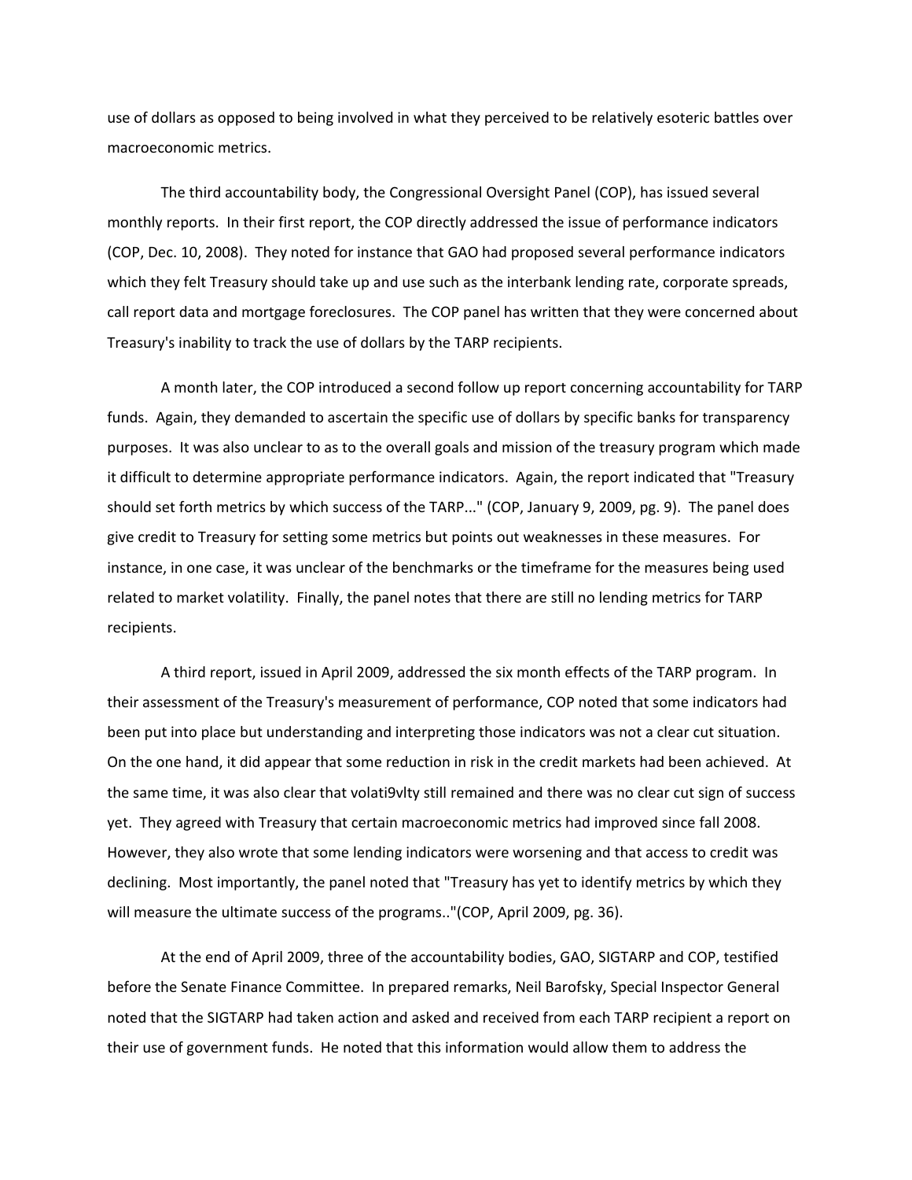use of dollars as opposed to being involved in what they perceived to be relatively esoteric battles over macroeconomic metrics.

The third accountability body, the Congressional Oversight Panel (COP), has issued several monthly reports. In their first report, the COP directly addressed the issue of performance indicators (COP, Dec. 10, 2008). They noted for instance that GAO had proposed several performance indicators which they felt Treasury should take up and use such as the interbank lending rate, corporate spreads, call report data and mortgage foreclosures. The COP panel has written that they were concerned about Treasury's inability to track the use of dollars by the TARP recipients.

A month later, the COP introduced a second follow up report concerning accountability for TARP funds. Again, they demanded to ascertain the specific use of dollars by specific banks for transparency purposes. It was also unclear to as to the overall goals and mission of the treasury program which made it difficult to determine appropriate performance indicators. Again, the report indicated that "Treasury should set forth metrics by which success of the TARP..." (COP, January 9, 2009, pg. 9). The panel does give credit to Treasury for setting some metrics but points out weaknesses in these measures. For instance, in one case, it was unclear of the benchmarks or the timeframe for the measures being used related to market volatility. Finally, the panel notes that there are still no lending metrics for TARP recipients.

A third report, issued in April 2009, addressed the six month effects of the TARP program. In their assessment of the Treasury's measurement of performance, COP noted that some indicators had been put into place but understanding and interpreting those indicators was not a clear cut situation. On the one hand, it did appear that some reduction in risk in the credit markets had been achieved. At the same time, it was also clear that volati9vlty still remained and there was no clear cut sign of success yet. They agreed with Treasury that certain macroeconomic metrics had improved since fall 2008. However, they also wrote that some lending indicators were worsening and that access to credit was declining. Most importantly, the panel noted that "Treasury has yet to identify metrics by which they will measure the ultimate success of the programs.."(COP, April 2009, pg. 36).

At the end of April 2009, three of the accountability bodies, GAO, SIGTARP and COP, testified before the Senate Finance Committee. In prepared remarks, Neil Barofsky, Special Inspector General noted that the SIGTARP had taken action and asked and received from each TARP recipient a report on their use of government funds. He noted that this information would allow them to address the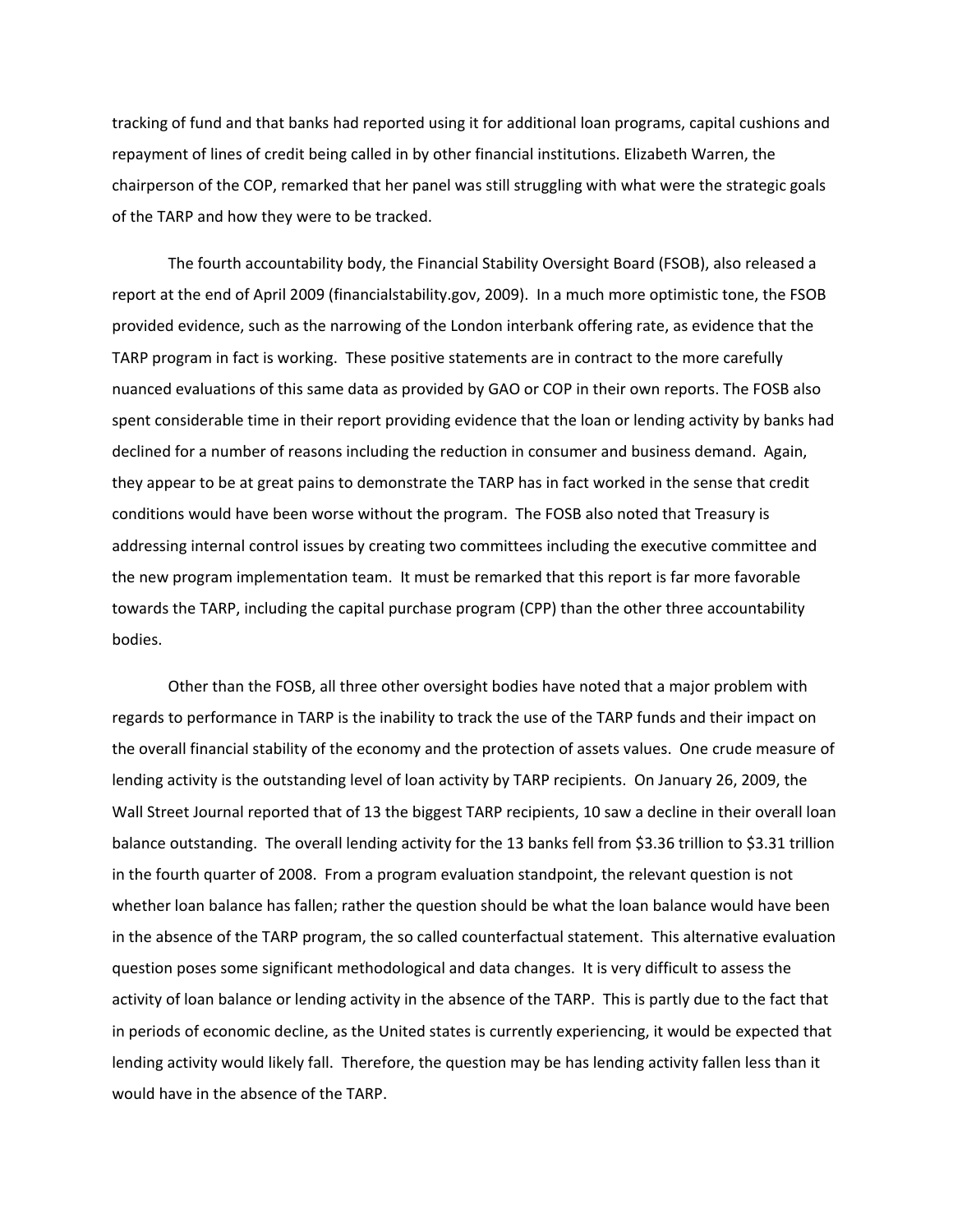tracking of fund and that banks had reported using it for additional loan programs, capital cushions and repayment of lines of credit being called in by other financial institutions. Elizabeth Warren, the chairperson of the COP, remarked that her panel was still struggling with what were the strategic goals of the TARP and how they were to be tracked.

The fourth accountability body, the Financial Stability Oversight Board (FSOB), also released a report at the end of April 2009 (financialstability.gov, 2009). In a much more optimistic tone, the FSOB provided evidence, such as the narrowing of the London interbank offering rate, as evidence that the TARP program in fact is working. These positive statements are in contract to the more carefully nuanced evaluations of this same data as provided by GAO or COP in their own reports. The FOSB also spent considerable time in their report providing evidence that the loan or lending activity by banks had declined for a number of reasons including the reduction in consumer and business demand. Again, they appear to be at great pains to demonstrate the TARP has in fact worked in the sense that credit conditions would have been worse without the program. The FOSB also noted that Treasury is addressing internal control issues by creating two committees including the executive committee and the new program implementation team. It must be remarked that this report is far more favorable towards the TARP, including the capital purchase program (CPP) than the other three accountability bodies.

Other than the FOSB, all three other oversight bodies have noted that a major problem with regards to performance in TARP is the inability to track the use of the TARP funds and their impact on the overall financial stability of the economy and the protection of assets values. One crude measure of lending activity is the outstanding level of loan activity by TARP recipients. On January 26, 2009, the Wall Street Journal reported that of 13 the biggest TARP recipients, 10 saw a decline in their overall loan balance outstanding. The overall lending activity for the 13 banks fell from $3.36 trillion to $3.31 trillion in the fourth quarter of 2008. From a program evaluation standpoint, the relevant question is not whether loan balance has fallen; rather the question should be what the loan balance would have been in the absence of the TARP program, the so called counterfactual statement. This alternative evaluation question poses some significant methodological and data changes. It is very difficult to assess the activity of loan balance or lending activity in the absence of the TARP. This is partly due to the fact that in periods of economic decline, as the United states is currently experiencing, it would be expected that lending activity would likely fall. Therefore, the question may be has lending activity fallen less than it would have in the absence of the TARP.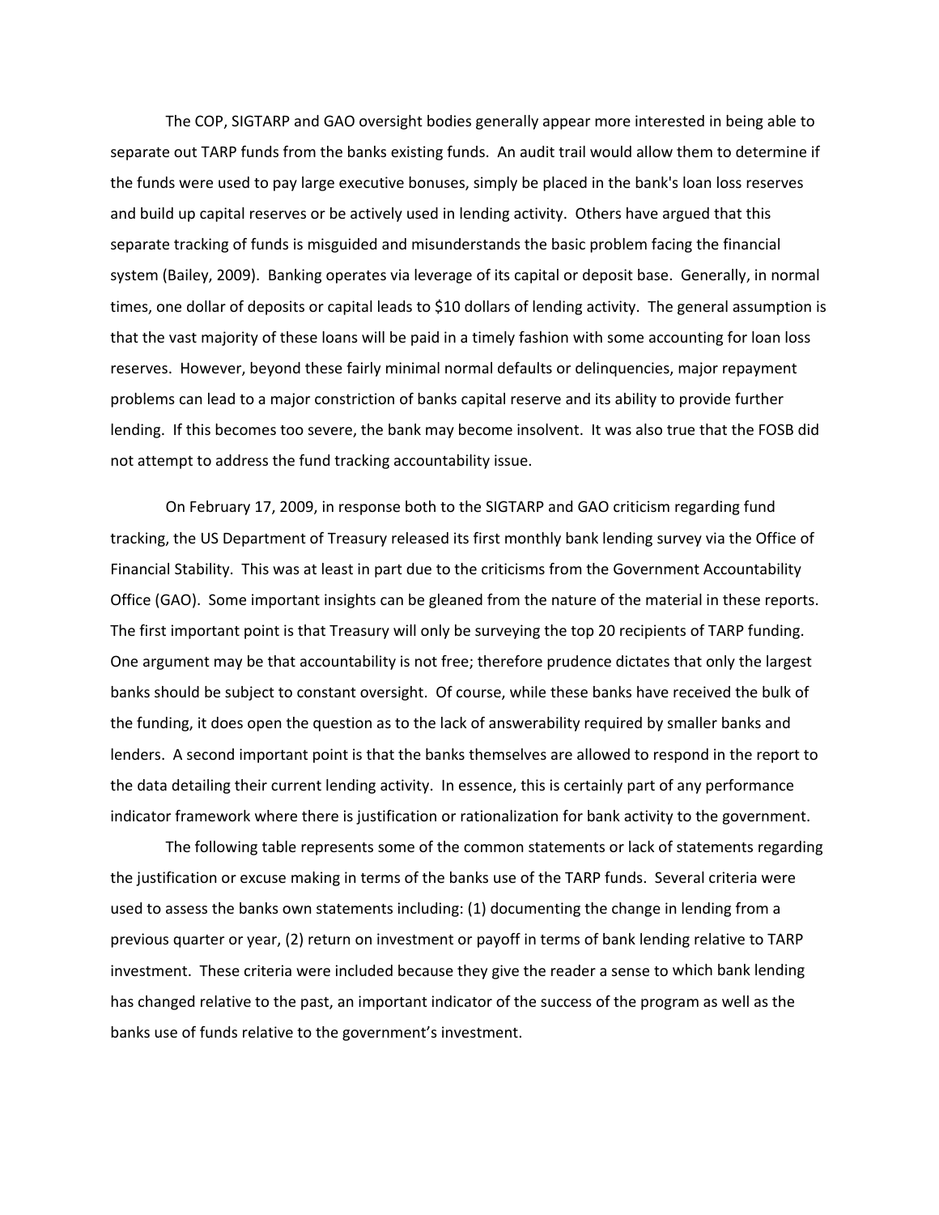The COP, SIGTARP and GAO oversight bodies generally appear more interested in being able to separate out TARP funds from the banks existing funds. An audit trail would allow them to determine if the funds were used to pay large executive bonuses, simply be placed in the bank's loan loss reserves and build up capital reserves or be actively used in lending activity. Others have argued that this separate tracking of funds is misguided and misunderstands the basic problem facing the financial system (Bailey, 2009). Banking operates via leverage of its capital or deposit base. Generally, in normal times, one dollar of deposits or capital leads to $10 dollars of lending activity. The general assumption is that the vast majority of these loans will be paid in a timely fashion with some accounting for loan loss reserves. However, beyond these fairly minimal normal defaults or delinquencies, major repayment problems can lead to a major constriction of banks capital reserve and its ability to provide further lending. If this becomes too severe, the bank may become insolvent. It was also true that the FOSB did not attempt to address the fund tracking accountability issue.

On February 17, 2009, in response both to the SIGTARP and GAO criticism regarding fund tracking, the US Department of Treasury released its first monthly bank lending survey via the Office of Financial Stability. This was at least in part due to the criticisms from the Government Accountability Office (GAO). Some important insights can be gleaned from the nature of the material in these reports. The first important point is that Treasury will only be surveying the top 20 recipients of TARP funding. One argument may be that accountability is not free; therefore prudence dictates that only the largest banks should be subject to constant oversight. Of course, while these banks have received the bulk of the funding, it does open the question as to the lack of answerability required by smaller banks and lenders. A second important point is that the banks themselves are allowed to respond in the report to the data detailing their current lending activity. In essence, this is certainly part of any performance indicator framework where there is justification or rationalization for bank activity to the government.

The following table represents some of the common statements or lack of statements regarding the justification or excuse making in terms of the banks use of the TARP funds. Several criteria were used to assess the banks own statements including: (1) documenting the change in lending from a previous quarter or year, (2) return on investment or payoff in terms of bank lending relative to TARP investment. These criteria were included because they give the reader a sense to which bank lending has changed relative to the past, an important indicator of the success of the program as well as the banks use of funds relative to the government's investment.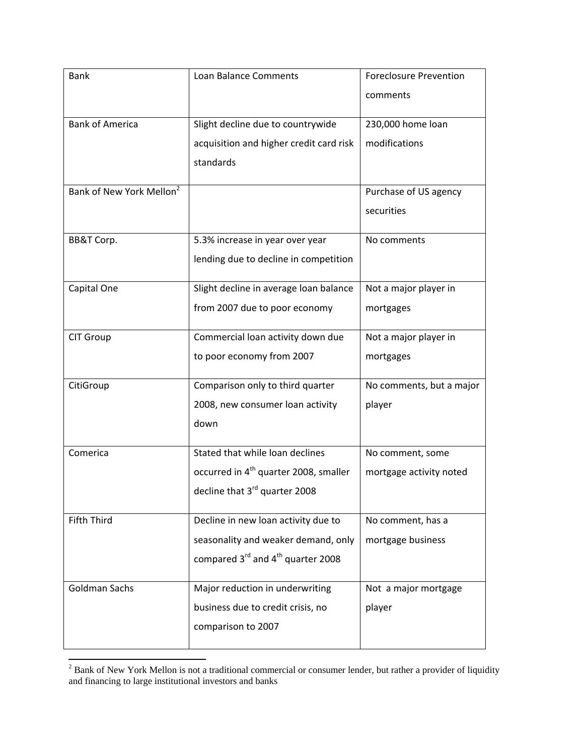| Bank | Loan Balance Comments | Foreclosure Prevention comments |
|---|---|---|
| Bank of America | Slight decline due to countrywide acquisition and higher credit card risk standards | 230,000 home loan modifications |
| Bank of New York Mellon[2] | | Purchase of US agency securities |
| BB&T Corp. | 5.3% increase in year over year lending due to decline in competition | No comments |
| Capital One | Slight decline in average loan balance from 2007 due to poor economy | Not a major player in mortgages |
| CIT Group | Commercial loan activity down due to poor economy from 2007 | Not a major player in mortgages |
| CitiGroup | Comparison only to third quarter 2008, new consumer loan activity down | No comments, but a major player |
| Comerica | Stated that while loan declines occurred in 4th quarter 2008, smaller decline that 3rd quarter 2008 | No comment, some mortgage activity noted |
| Fifth Third | Decline in new loan activity due to seasonality and weaker demand, only compared 3rd and 4th quarter 2008 | No comment, has a mortgage business |
| Goldman Sachs | Major reduction in underwriting business due to credit crisis, no comparison to 2007 | Not a major mortgage player |

[2] Bank of New York Mellon is not a traditional commercial or consumer lender, but rather a provider of liquidity and financing to large institutional investors and banks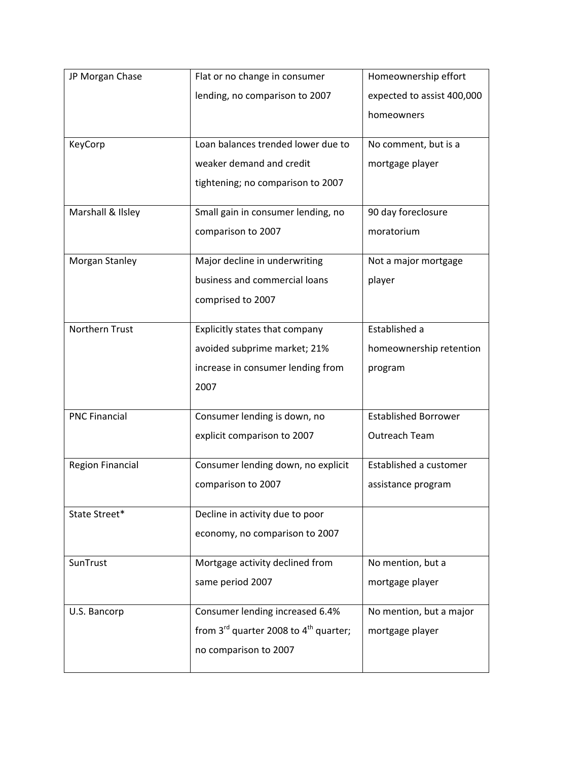| JP Morgan Chase | Flat or no change in consumer lending, no comparison to 2007 | Homeownership effort expected to assist 400,000 homeowners |
|---|---|---|
| KeyCorp | Loan balances trended lower due to weaker demand and credit tightening; no comparison to 2007 | No comment, but is a mortgage player |
| Marshall & Ilsley | Small gain in consumer lending, no comparison to 2007 | 90 day foreclosure moratorium |
| Morgan Stanley | Major decline in underwriting business and commercial loans comprised to 2007 | Not a major mortgage player |
| Northern Trust | Explicitly states that company avoided subprime market; 21% increase in consumer lending from 2007 | Established a homeownership retention program |
| PNC Financial | Consumer lending is down, no explicit comparison to 2007 | Established Borrower Outreach Team |
| Region Financial | Consumer lending down, no explicit comparison to 2007 | Established a customer assistance program |
| State Street* | Decline in activity due to poor economy, no comparison to 2007 | |
| SunTrust | Mortgage activity declined from same period 2007 | No mention, but a mortgage player |
| U.S. Bancorp | Consumer lending increased 6.4% from 3rd quarter 2008 to 4th quarter; no comparison to 2007 | No mention, but a major mortgage player |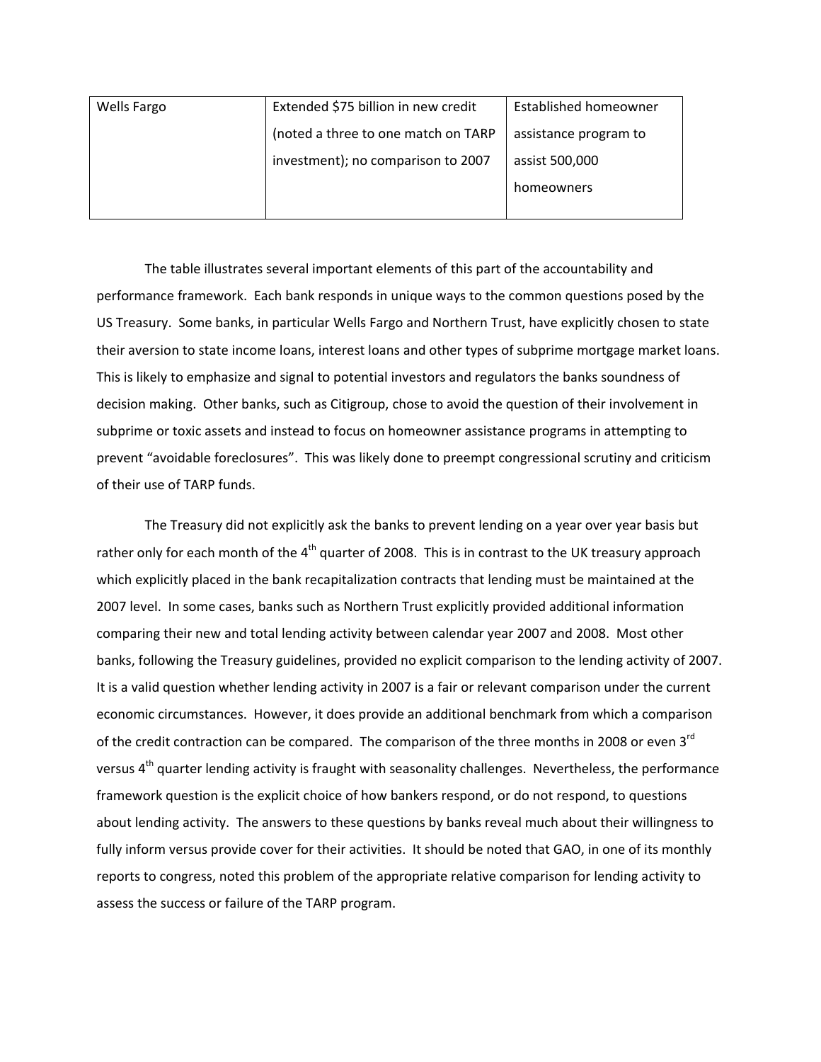| | | |
|---|---|---|
| Wells Fargo | Extended $75 billion in new credit (noted a three to one match on TARP investment); no comparison to 2007 | Established homeowner assistance program to assist 500,000 homeowners |

The table illustrates several important elements of this part of the accountability and performance framework. Each bank responds in unique ways to the common questions posed by the US Treasury. Some banks, in particular Wells Fargo and Northern Trust, have explicitly chosen to state their aversion to state income loans, interest loans and other types of subprime mortgage market loans. This is likely to emphasize and signal to potential investors and regulators the banks soundness of decision making. Other banks, such as Citigroup, chose to avoid the question of their involvement in subprime or toxic assets and instead to focus on homeowner assistance programs in attempting to prevent "avoidable foreclosures". This was likely done to preempt congressional scrutiny and criticism of their use of TARP funds.

The Treasury did not explicitly ask the banks to prevent lending on a year over year basis but rather only for each month of the 4th quarter of 2008. This is in contrast to the UK treasury approach which explicitly placed in the bank recapitalization contracts that lending must be maintained at the 2007 level. In some cases, banks such as Northern Trust explicitly provided additional information comparing their new and total lending activity between calendar year 2007 and 2008. Most other banks, following the Treasury guidelines, provided no explicit comparison to the lending activity of 2007. It is a valid question whether lending activity in 2007 is a fair or relevant comparison under the current economic circumstances. However, it does provide an additional benchmark from which a comparison of the credit contraction can be compared. The comparison of the three months in 2008 or even 3rd versus 4th quarter lending activity is fraught with seasonality challenges. Nevertheless, the performance framework question is the explicit choice of how bankers respond, or do not respond, to questions about lending activity. The answers to these questions by banks reveal much about their willingness to fully inform versus provide cover for their activities. It should be noted that GAO, in one of its monthly reports to congress, noted this problem of the appropriate relative comparison for lending activity to assess the success or failure of the TARP program.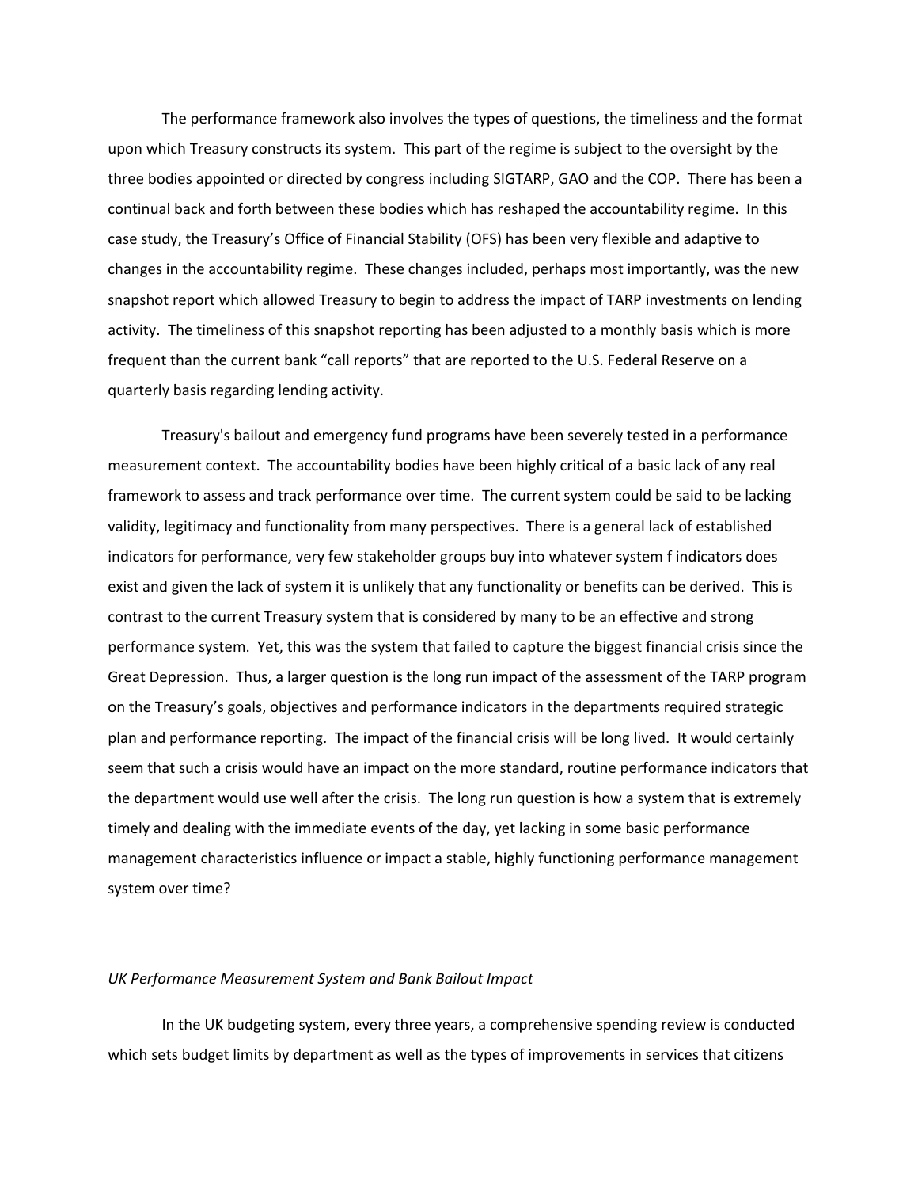The performance framework also involves the types of questions, the timeliness and the format upon which Treasury constructs its system. This part of the regime is subject to the oversight by the three bodies appointed or directed by congress including SIGTARP, GAO and the COP. There has been a continual back and forth between these bodies which has reshaped the accountability regime. In this case study, the Treasury's Office of Financial Stability (OFS) has been very flexible and adaptive to changes in the accountability regime. These changes included, perhaps most importantly, was the new snapshot report which allowed Treasury to begin to address the impact of TARP investments on lending activity. The timeliness of this snapshot reporting has been adjusted to a monthly basis which is more frequent than the current bank "call reports" that are reported to the U.S. Federal Reserve on a quarterly basis regarding lending activity.

Treasury's bailout and emergency fund programs have been severely tested in a performance measurement context. The accountability bodies have been highly critical of a basic lack of any real framework to assess and track performance over time. The current system could be said to be lacking validity, legitimacy and functionality from many perspectives. There is a general lack of established indicators for performance, very few stakeholder groups buy into whatever system f indicators does exist and given the lack of system it is unlikely that any functionality or benefits can be derived. This is contrast to the current Treasury system that is considered by many to be an effective and strong performance system. Yet, this was the system that failed to capture the biggest financial crisis since the Great Depression. Thus, a larger question is the long run impact of the assessment of the TARP program on the Treasury's goals, objectives and performance indicators in the departments required strategic plan and performance reporting. The impact of the financial crisis will be long lived. It would certainly seem that such a crisis would have an impact on the more standard, routine performance indicators that the department would use well after the crisis. The long run question is how a system that is extremely timely and dealing with the immediate events of the day, yet lacking in some basic performance management characteristics influence or impact a stable, highly functioning performance management system over time?

*UK Performance Measurement System and Bank Bailout Impact*

In the UK budgeting system, every three years, a comprehensive spending review is conducted which sets budget limits by department as well as the types of improvements in services that citizens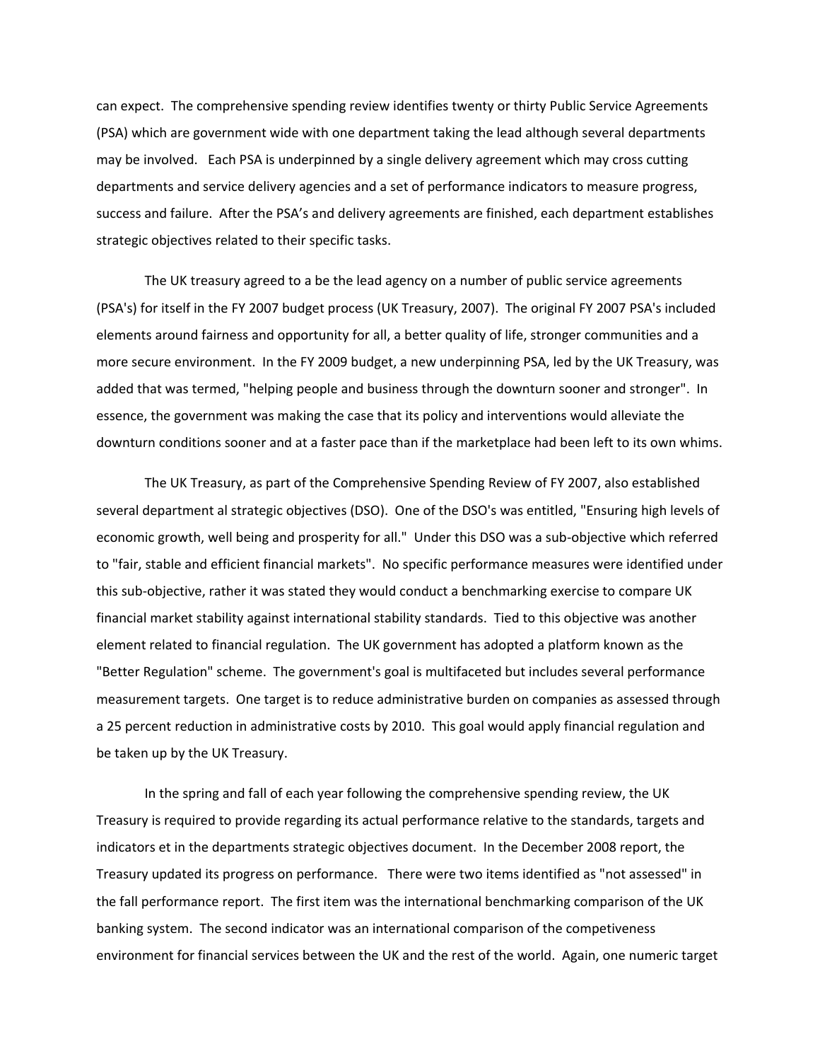can expect. The comprehensive spending review identifies twenty or thirty Public Service Agreements (PSA) which are government wide with one department taking the lead although several departments may be involved. Each PSA is underpinned by a single delivery agreement which may cross cutting departments and service delivery agencies and a set of performance indicators to measure progress, success and failure. After the PSA's and delivery agreements are finished, each department establishes strategic objectives related to their specific tasks.

The UK treasury agreed to a be the lead agency on a number of public service agreements (PSA's) for itself in the FY 2007 budget process (UK Treasury, 2007). The original FY 2007 PSA's included elements around fairness and opportunity for all, a better quality of life, stronger communities and a more secure environment. In the FY 2009 budget, a new underpinning PSA, led by the UK Treasury, was added that was termed, "helping people and business through the downturn sooner and stronger". In essence, the government was making the case that its policy and interventions would alleviate the downturn conditions sooner and at a faster pace than if the marketplace had been left to its own whims.

The UK Treasury, as part of the Comprehensive Spending Review of FY 2007, also established several department al strategic objectives (DSO). One of the DSO's was entitled, "Ensuring high levels of economic growth, well being and prosperity for all." Under this DSO was a sub-objective which referred to "fair, stable and efficient financial markets". No specific performance measures were identified under this sub-objective, rather it was stated they would conduct a benchmarking exercise to compare UK financial market stability against international stability standards. Tied to this objective was another element related to financial regulation. The UK government has adopted a platform known as the "Better Regulation" scheme. The government's goal is multifaceted but includes several performance measurement targets. One target is to reduce administrative burden on companies as assessed through a 25 percent reduction in administrative costs by 2010. This goal would apply financial regulation and be taken up by the UK Treasury.

In the spring and fall of each year following the comprehensive spending review, the UK Treasury is required to provide regarding its actual performance relative to the standards, targets and indicators et in the departments strategic objectives document. In the December 2008 report, the Treasury updated its progress on performance. There were two items identified as "not assessed" in the fall performance report. The first item was the international benchmarking comparison of the UK banking system. The second indicator was an international comparison of the competiveness environment for financial services between the UK and the rest of the world. Again, one numeric target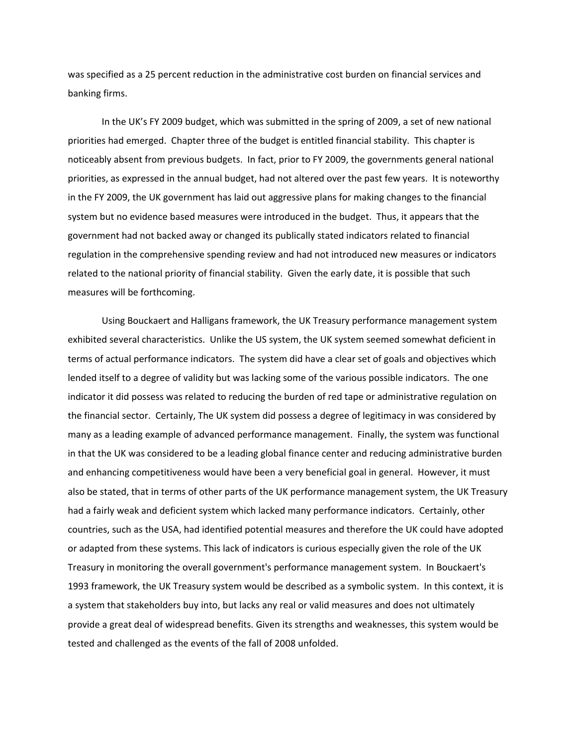was specified as a 25 percent reduction in the administrative cost burden on financial services and banking firms.

In the UK's FY 2009 budget, which was submitted in the spring of 2009, a set of new national priorities had emerged. Chapter three of the budget is entitled financial stability. This chapter is noticeably absent from previous budgets. In fact, prior to FY 2009, the governments general national priorities, as expressed in the annual budget, had not altered over the past few years. It is noteworthy in the FY 2009, the UK government has laid out aggressive plans for making changes to the financial system but no evidence based measures were introduced in the budget. Thus, it appears that the government had not backed away or changed its publically stated indicators related to financial regulation in the comprehensive spending review and had not introduced new measures or indicators related to the national priority of financial stability. Given the early date, it is possible that such measures will be forthcoming.

Using Bouckaert and Halligans framework, the UK Treasury performance management system exhibited several characteristics. Unlike the US system, the UK system seemed somewhat deficient in terms of actual performance indicators. The system did have a clear set of goals and objectives which lended itself to a degree of validity but was lacking some of the various possible indicators. The one indicator it did possess was related to reducing the burden of red tape or administrative regulation on the financial sector. Certainly, The UK system did possess a degree of legitimacy in was considered by many as a leading example of advanced performance management. Finally, the system was functional in that the UK was considered to be a leading global finance center and reducing administrative burden and enhancing competitiveness would have been a very beneficial goal in general. However, it must also be stated, that in terms of other parts of the UK performance management system, the UK Treasury had a fairly weak and deficient system which lacked many performance indicators. Certainly, other countries, such as the USA, had identified potential measures and therefore the UK could have adopted or adapted from these systems. This lack of indicators is curious especially given the role of the UK Treasury in monitoring the overall government's performance management system. In Bouckaert's 1993 framework, the UK Treasury system would be described as a symbolic system. In this context, it is a system that stakeholders buy into, but lacks any real or valid measures and does not ultimately provide a great deal of widespread benefits. Given its strengths and weaknesses, this system would be tested and challenged as the events of the fall of 2008 unfolded.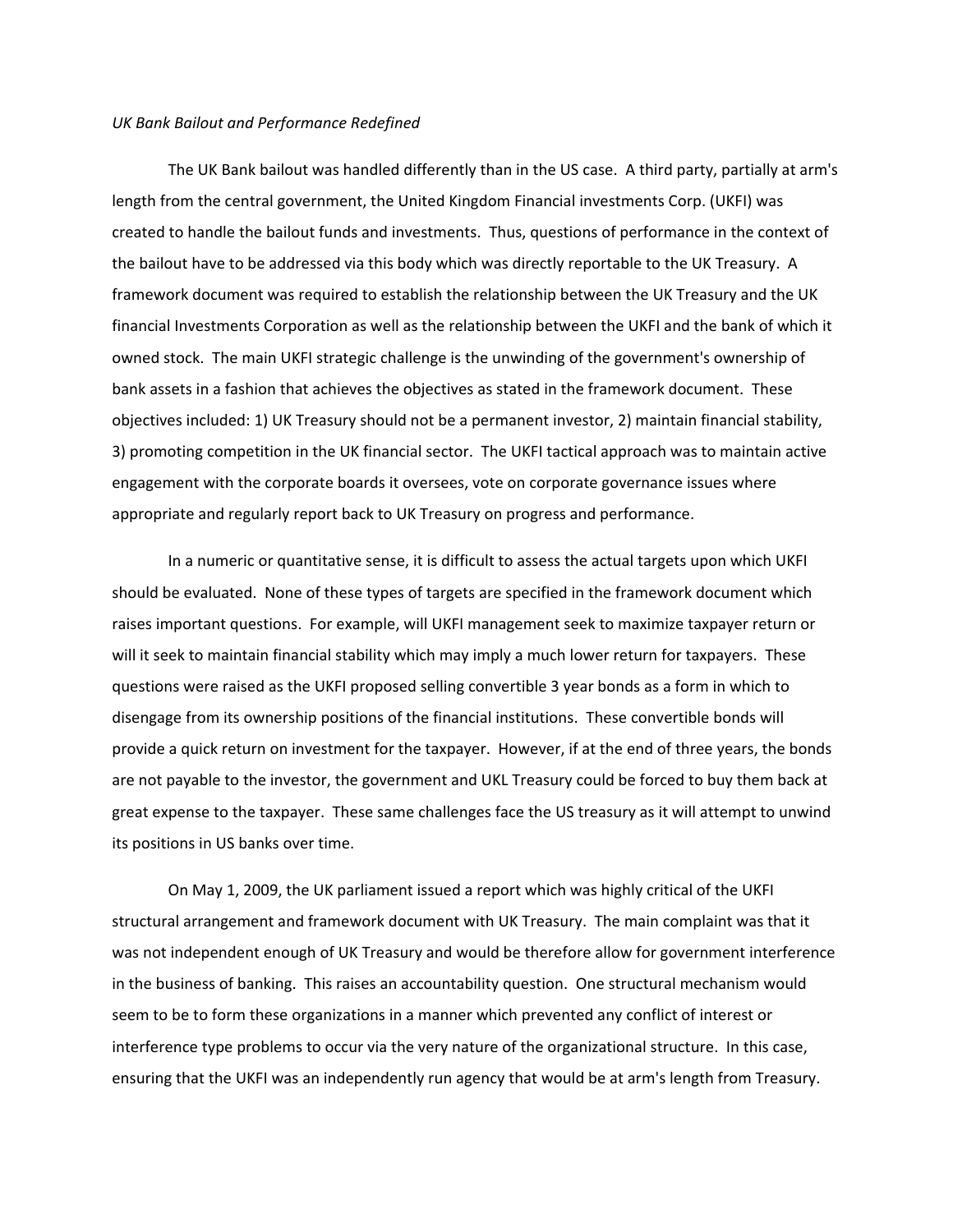*UK Bank Bailout and Performance Redefined*

The UK Bank bailout was handled differently than in the US case. A third party, partially at arm's length from the central government, the United Kingdom Financial investments Corp. (UKFI) was created to handle the bailout funds and investments. Thus, questions of performance in the context of the bailout have to be addressed via this body which was directly reportable to the UK Treasury. A framework document was required to establish the relationship between the UK Treasury and the UK financial Investments Corporation as well as the relationship between the UKFI and the bank of which it owned stock. The main UKFI strategic challenge is the unwinding of the government's ownership of bank assets in a fashion that achieves the objectives as stated in the framework document. These objectives included: 1) UK Treasury should not be a permanent investor, 2) maintain financial stability, 3) promoting competition in the UK financial sector. The UKFI tactical approach was to maintain active engagement with the corporate boards it oversees, vote on corporate governance issues where appropriate and regularly report back to UK Treasury on progress and performance.

In a numeric or quantitative sense, it is difficult to assess the actual targets upon which UKFI should be evaluated. None of these types of targets are specified in the framework document which raises important questions. For example, will UKFI management seek to maximize taxpayer return or will it seek to maintain financial stability which may imply a much lower return for taxpayers. These questions were raised as the UKFI proposed selling convertible 3 year bonds as a form in which to disengage from its ownership positions of the financial institutions. These convertible bonds will provide a quick return on investment for the taxpayer. However, if at the end of three years, the bonds are not payable to the investor, the government and UKL Treasury could be forced to buy them back at great expense to the taxpayer. These same challenges face the US treasury as it will attempt to unwind its positions in US banks over time.

On May 1, 2009, the UK parliament issued a report which was highly critical of the UKFI structural arrangement and framework document with UK Treasury. The main complaint was that it was not independent enough of UK Treasury and would be therefore allow for government interference in the business of banking. This raises an accountability question. One structural mechanism would seem to be to form these organizations in a manner which prevented any conflict of interest or interference type problems to occur via the very nature of the organizational structure. In this case, ensuring that the UKFI was an independently run agency that would be at arm's length from Treasury.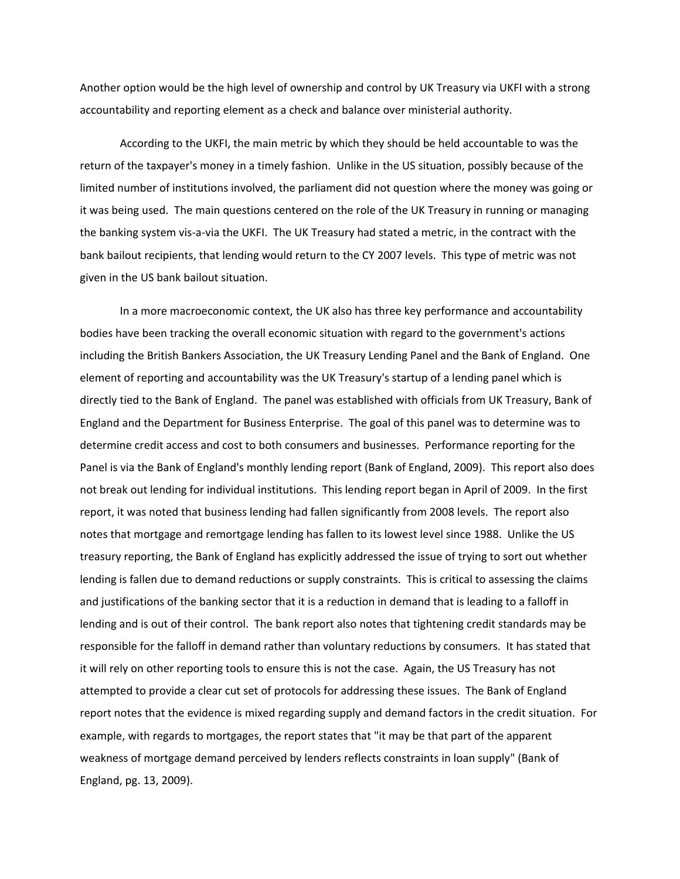Another option would be the high level of ownership and control by UK Treasury via UKFI with a strong accountability and reporting element as a check and balance over ministerial authority.

According to the UKFI, the main metric by which they should be held accountable to was the return of the taxpayer's money in a timely fashion. Unlike in the US situation, possibly because of the limited number of institutions involved, the parliament did not question where the money was going or it was being used. The main questions centered on the role of the UK Treasury in running or managing the banking system vis-a-via the UKFI. The UK Treasury had stated a metric, in the contract with the bank bailout recipients, that lending would return to the CY 2007 levels. This type of metric was not given in the US bank bailout situation.

In a more macroeconomic context, the UK also has three key performance and accountability bodies have been tracking the overall economic situation with regard to the government's actions including the British Bankers Association, the UK Treasury Lending Panel and the Bank of England. One element of reporting and accountability was the UK Treasury's startup of a lending panel which is directly tied to the Bank of England. The panel was established with officials from UK Treasury, Bank of England and the Department for Business Enterprise. The goal of this panel was to determine was to determine credit access and cost to both consumers and businesses. Performance reporting for the Panel is via the Bank of England's monthly lending report (Bank of England, 2009). This report also does not break out lending for individual institutions. This lending report began in April of 2009. In the first report, it was noted that business lending had fallen significantly from 2008 levels. The report also notes that mortgage and remortgage lending has fallen to its lowest level since 1988. Unlike the US treasury reporting, the Bank of England has explicitly addressed the issue of trying to sort out whether lending is fallen due to demand reductions or supply constraints. This is critical to assessing the claims and justifications of the banking sector that it is a reduction in demand that is leading to a falloff in lending and is out of their control. The bank report also notes that tightening credit standards may be responsible for the falloff in demand rather than voluntary reductions by consumers. It has stated that it will rely on other reporting tools to ensure this is not the case. Again, the US Treasury has not attempted to provide a clear cut set of protocols for addressing these issues. The Bank of England report notes that the evidence is mixed regarding supply and demand factors in the credit situation. For example, with regards to mortgages, the report states that "it may be that part of the apparent weakness of mortgage demand perceived by lenders reflects constraints in loan supply" (Bank of England, pg. 13, 2009).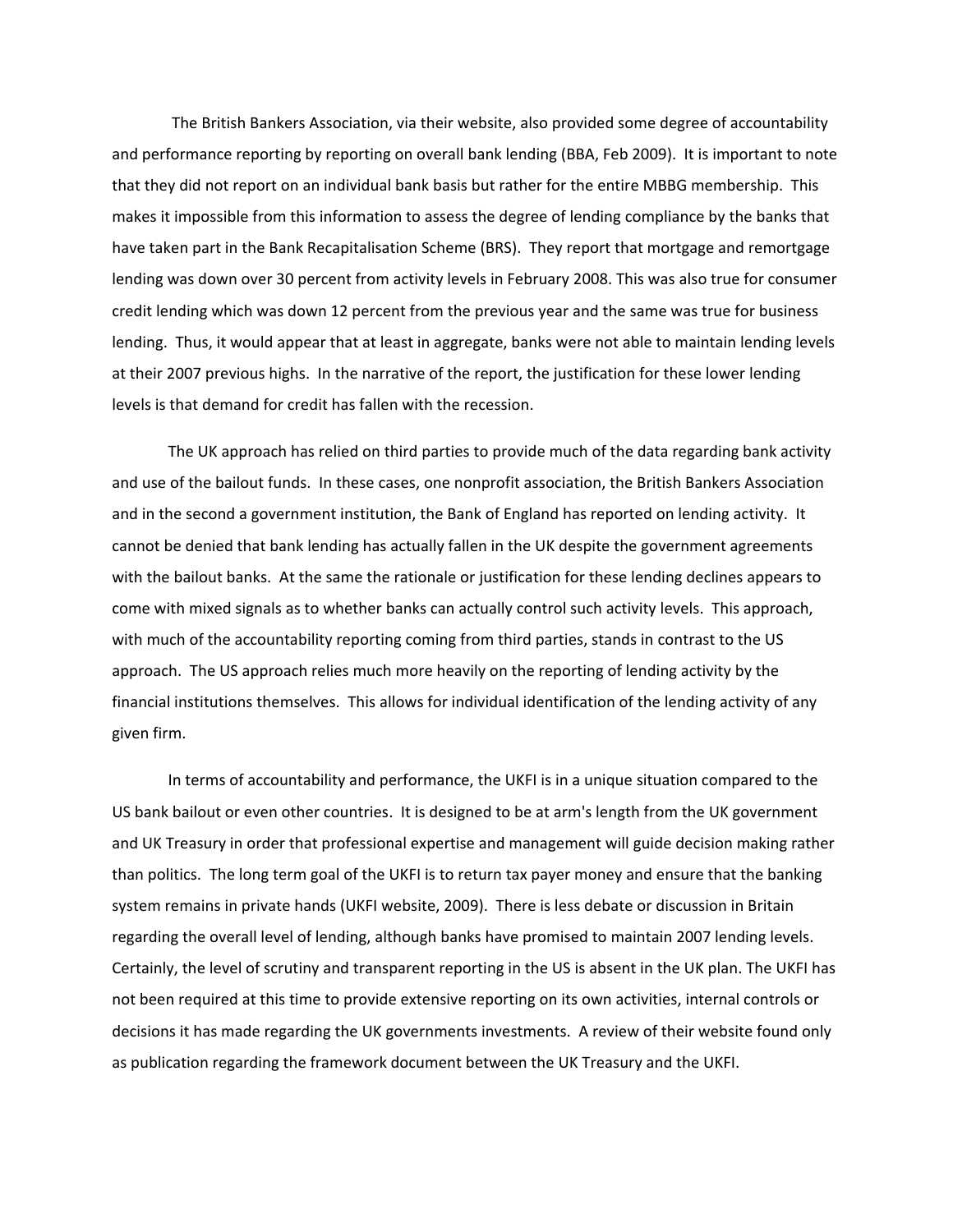The British Bankers Association, via their website, also provided some degree of accountability and performance reporting by reporting on overall bank lending (BBA, Feb 2009). It is important to note that they did not report on an individual bank basis but rather for the entire MBBG membership. This makes it impossible from this information to assess the degree of lending compliance by the banks that have taken part in the Bank Recapitalisation Scheme (BRS). They report that mortgage and remortgage lending was down over 30 percent from activity levels in February 2008. This was also true for consumer credit lending which was down 12 percent from the previous year and the same was true for business lending. Thus, it would appear that at least in aggregate, banks were not able to maintain lending levels at their 2007 previous highs. In the narrative of the report, the justification for these lower lending levels is that demand for credit has fallen with the recession.

The UK approach has relied on third parties to provide much of the data regarding bank activity and use of the bailout funds. In these cases, one nonprofit association, the British Bankers Association and in the second a government institution, the Bank of England has reported on lending activity. It cannot be denied that bank lending has actually fallen in the UK despite the government agreements with the bailout banks. At the same the rationale or justification for these lending declines appears to come with mixed signals as to whether banks can actually control such activity levels. This approach, with much of the accountability reporting coming from third parties, stands in contrast to the US approach. The US approach relies much more heavily on the reporting of lending activity by the financial institutions themselves. This allows for individual identification of the lending activity of any given firm.

In terms of accountability and performance, the UKFI is in a unique situation compared to the US bank bailout or even other countries. It is designed to be at arm's length from the UK government and UK Treasury in order that professional expertise and management will guide decision making rather than politics. The long term goal of the UKFI is to return tax payer money and ensure that the banking system remains in private hands (UKFI website, 2009). There is less debate or discussion in Britain regarding the overall level of lending, although banks have promised to maintain 2007 lending levels. Certainly, the level of scrutiny and transparent reporting in the US is absent in the UK plan. The UKFI has not been required at this time to provide extensive reporting on its own activities, internal controls or decisions it has made regarding the UK governments investments. A review of their website found only as publication regarding the framework document between the UK Treasury and the UKFI.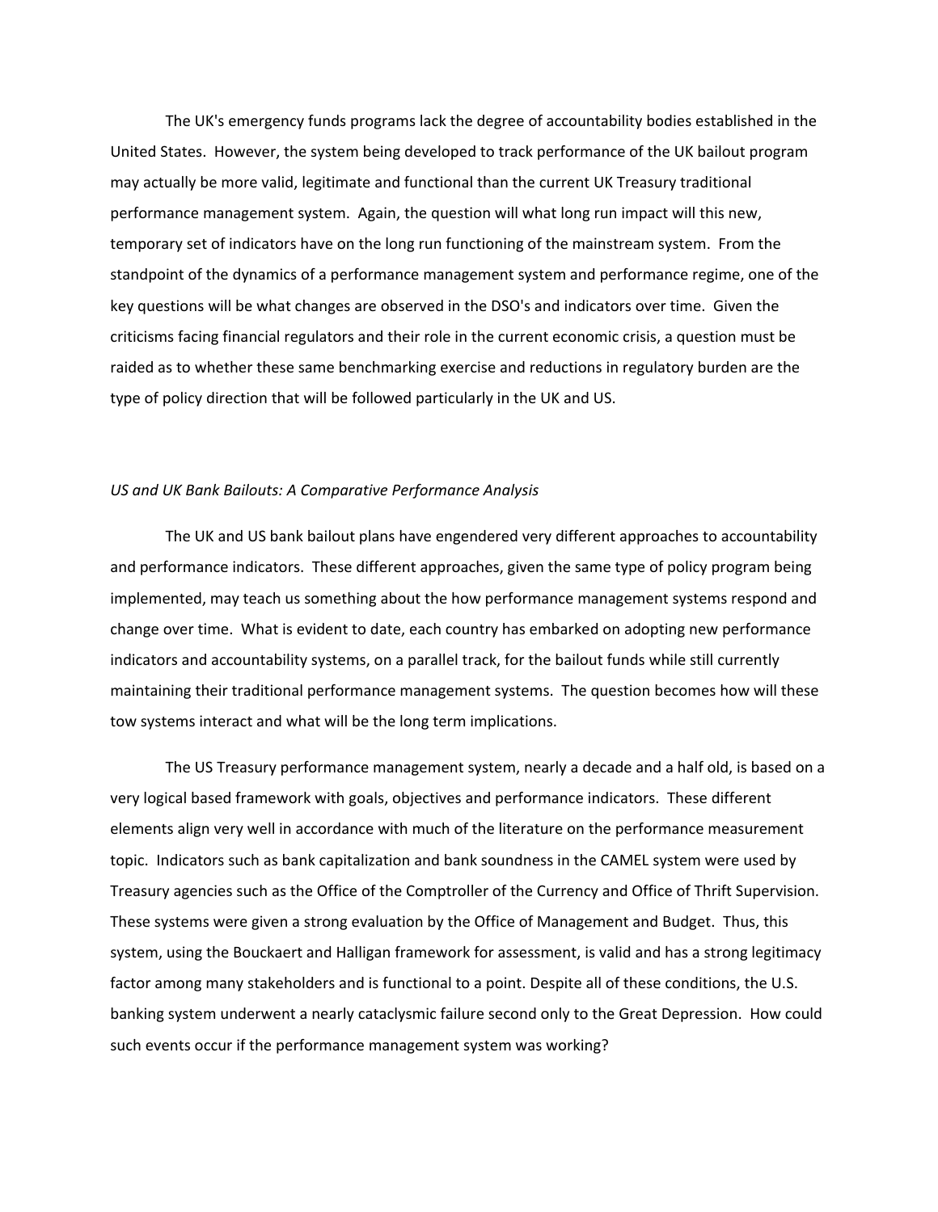The UK's emergency funds programs lack the degree of accountability bodies established in the United States. However, the system being developed to track performance of the UK bailout program may actually be more valid, legitimate and functional than the current UK Treasury traditional performance management system. Again, the question will what long run impact will this new, temporary set of indicators have on the long run functioning of the mainstream system. From the standpoint of the dynamics of a performance management system and performance regime, one of the key questions will be what changes are observed in the DSO's and indicators over time. Given the criticisms facing financial regulators and their role in the current economic crisis, a question must be raided as to whether these same benchmarking exercise and reductions in regulatory burden are the type of policy direction that will be followed particularly in the UK and US.

*US and UK Bank Bailouts: A Comparative Performance Analysis*

The UK and US bank bailout plans have engendered very different approaches to accountability and performance indicators. These different approaches, given the same type of policy program being implemented, may teach us something about the how performance management systems respond and change over time. What is evident to date, each country has embarked on adopting new performance indicators and accountability systems, on a parallel track, for the bailout funds while still currently maintaining their traditional performance management systems. The question becomes how will these tow systems interact and what will be the long term implications.

The US Treasury performance management system, nearly a decade and a half old, is based on a very logical based framework with goals, objectives and performance indicators. These different elements align very well in accordance with much of the literature on the performance measurement topic. Indicators such as bank capitalization and bank soundness in the CAMEL system were used by Treasury agencies such as the Office of the Comptroller of the Currency and Office of Thrift Supervision. These systems were given a strong evaluation by the Office of Management and Budget. Thus, this system, using the Bouckaert and Halligan framework for assessment, is valid and has a strong legitimacy factor among many stakeholders and is functional to a point. Despite all of these conditions, the U.S. banking system underwent a nearly cataclysmic failure second only to the Great Depression. How could such events occur if the performance management system was working?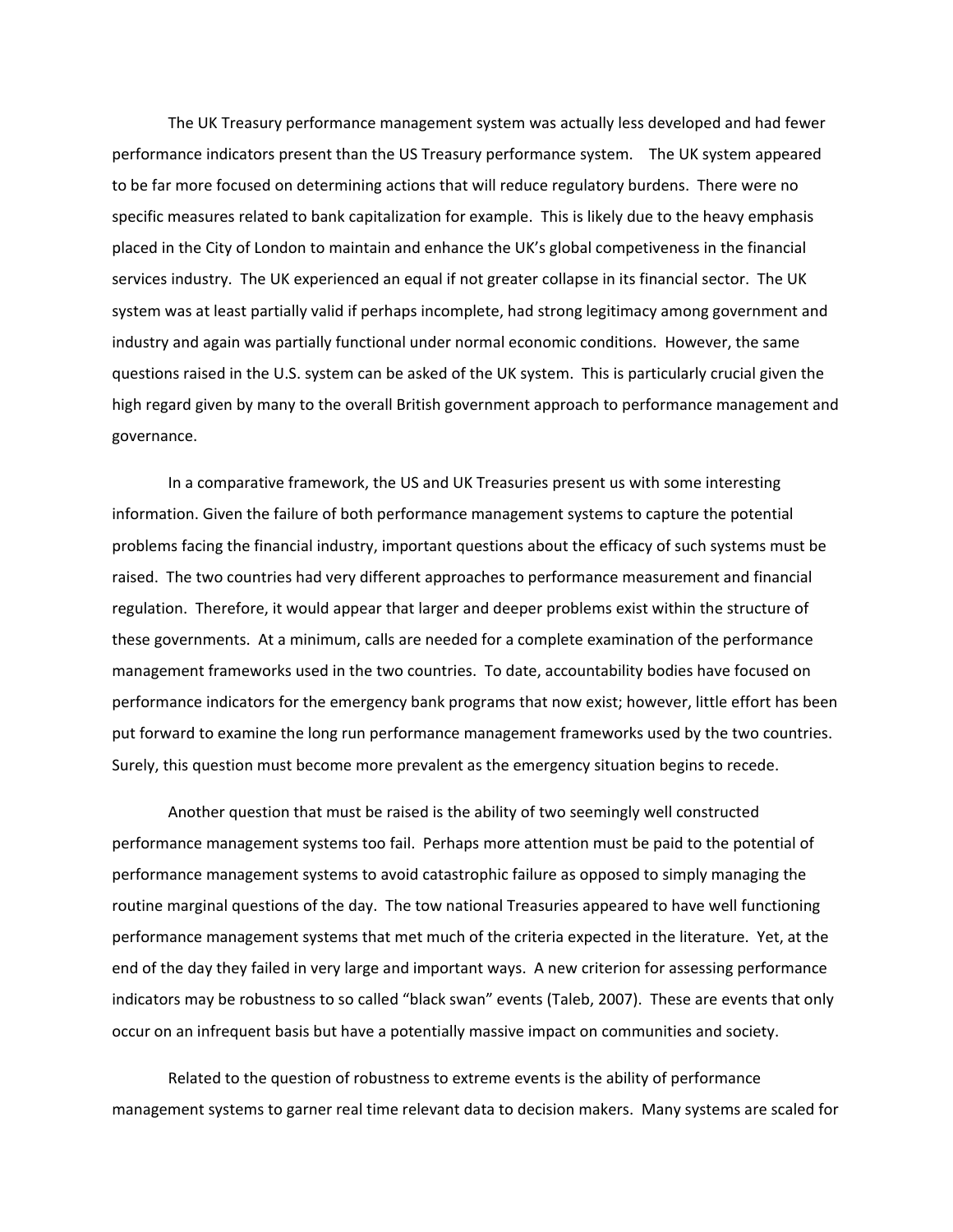The UK Treasury performance management system was actually less developed and had fewer performance indicators present than the US Treasury performance system.  The UK system appeared to be far more focused on determining actions that will reduce regulatory burdens. There were no specific measures related to bank capitalization for example. This is likely due to the heavy emphasis placed in the City of London to maintain and enhance the UK's global competiveness in the financial services industry. The UK experienced an equal if not greater collapse in its financial sector. The UK system was at least partially valid if perhaps incomplete, had strong legitimacy among government and industry and again was partially functional under normal economic conditions. However, the same questions raised in the U.S. system can be asked of the UK system. This is particularly crucial given the high regard given by many to the overall British government approach to performance management and governance.

In a comparative framework, the US and UK Treasuries present us with some interesting information. Given the failure of both performance management systems to capture the potential problems facing the financial industry, important questions about the efficacy of such systems must be raised. The two countries had very different approaches to performance measurement and financial regulation. Therefore, it would appear that larger and deeper problems exist within the structure of these governments. At a minimum, calls are needed for a complete examination of the performance management frameworks used in the two countries. To date, accountability bodies have focused on performance indicators for the emergency bank programs that now exist; however, little effort has been put forward to examine the long run performance management frameworks used by the two countries. Surely, this question must become more prevalent as the emergency situation begins to recede.

Another question that must be raised is the ability of two seemingly well constructed performance management systems too fail. Perhaps more attention must be paid to the potential of performance management systems to avoid catastrophic failure as opposed to simply managing the routine marginal questions of the day. The tow national Treasuries appeared to have well functioning performance management systems that met much of the criteria expected in the literature. Yet, at the end of the day they failed in very large and important ways. A new criterion for assessing performance indicators may be robustness to so called "black swan" events (Taleb, 2007). These are events that only occur on an infrequent basis but have a potentially massive impact on communities and society.

Related to the question of robustness to extreme events is the ability of performance management systems to garner real time relevant data to decision makers. Many systems are scaled for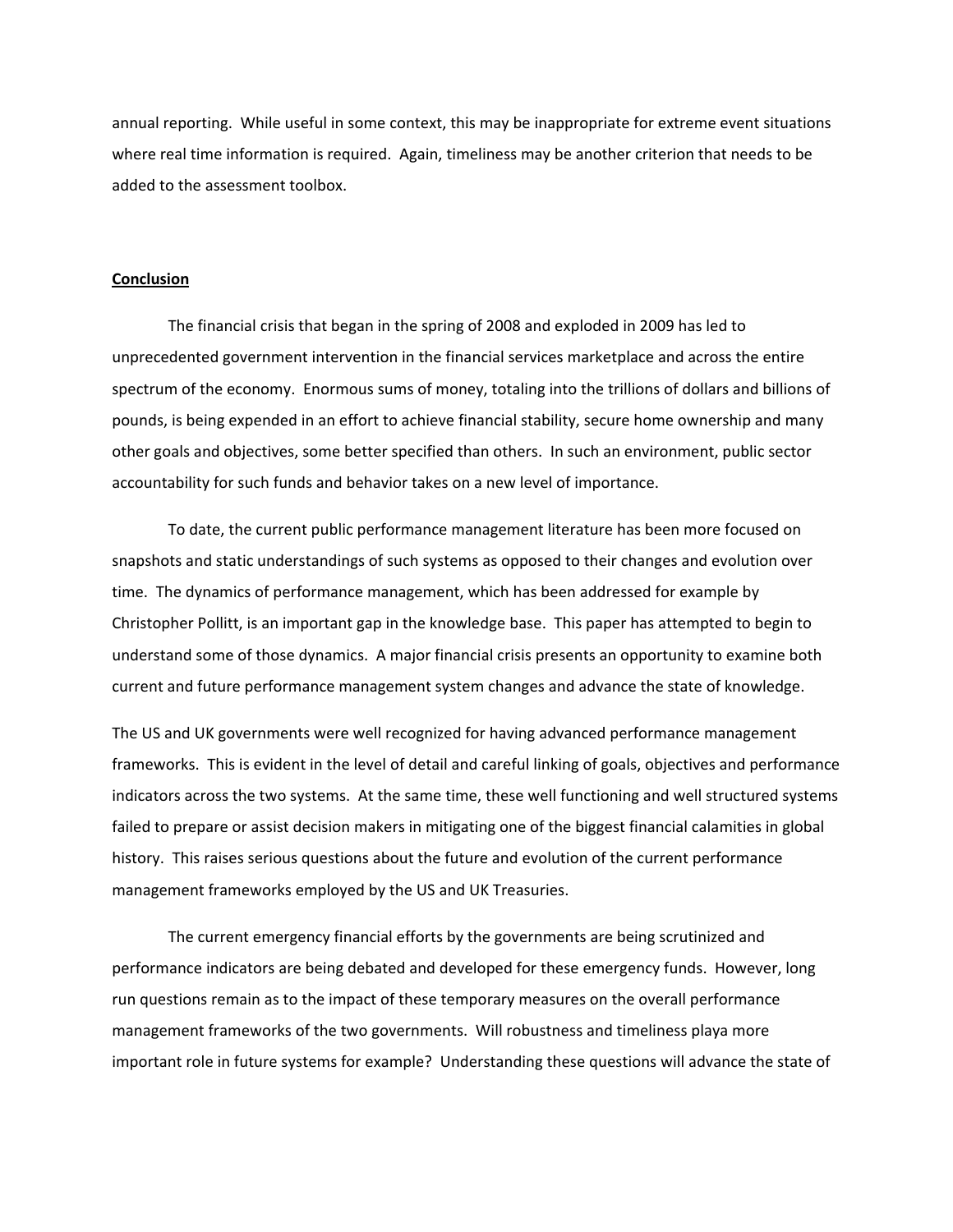annual reporting. While useful in some context, this may be inappropriate for extreme event situations where real time information is required. Again, timeliness may be another criterion that needs to be added to the assessment toolbox.

## Conclusion

The financial crisis that began in the spring of 2008 and exploded in 2009 has led to unprecedented government intervention in the financial services marketplace and across the entire spectrum of the economy. Enormous sums of money, totaling into the trillions of dollars and billions of pounds, is being expended in an effort to achieve financial stability, secure home ownership and many other goals and objectives, some better specified than others. In such an environment, public sector accountability for such funds and behavior takes on a new level of importance.

To date, the current public performance management literature has been more focused on snapshots and static understandings of such systems as opposed to their changes and evolution over time. The dynamics of performance management, which has been addressed for example by Christopher Pollitt, is an important gap in the knowledge base. This paper has attempted to begin to understand some of those dynamics. A major financial crisis presents an opportunity to examine both current and future performance management system changes and advance the state of knowledge.

The US and UK governments were well recognized for having advanced performance management frameworks. This is evident in the level of detail and careful linking of goals, objectives and performance indicators across the two systems. At the same time, these well functioning and well structured systems failed to prepare or assist decision makers in mitigating one of the biggest financial calamities in global history. This raises serious questions about the future and evolution of the current performance management frameworks employed by the US and UK Treasuries.

The current emergency financial efforts by the governments are being scrutinized and performance indicators are being debated and developed for these emergency funds. However, long run questions remain as to the impact of these temporary measures on the overall performance management frameworks of the two governments. Will robustness and timeliness playa more important role in future systems for example? Understanding these questions will advance the state of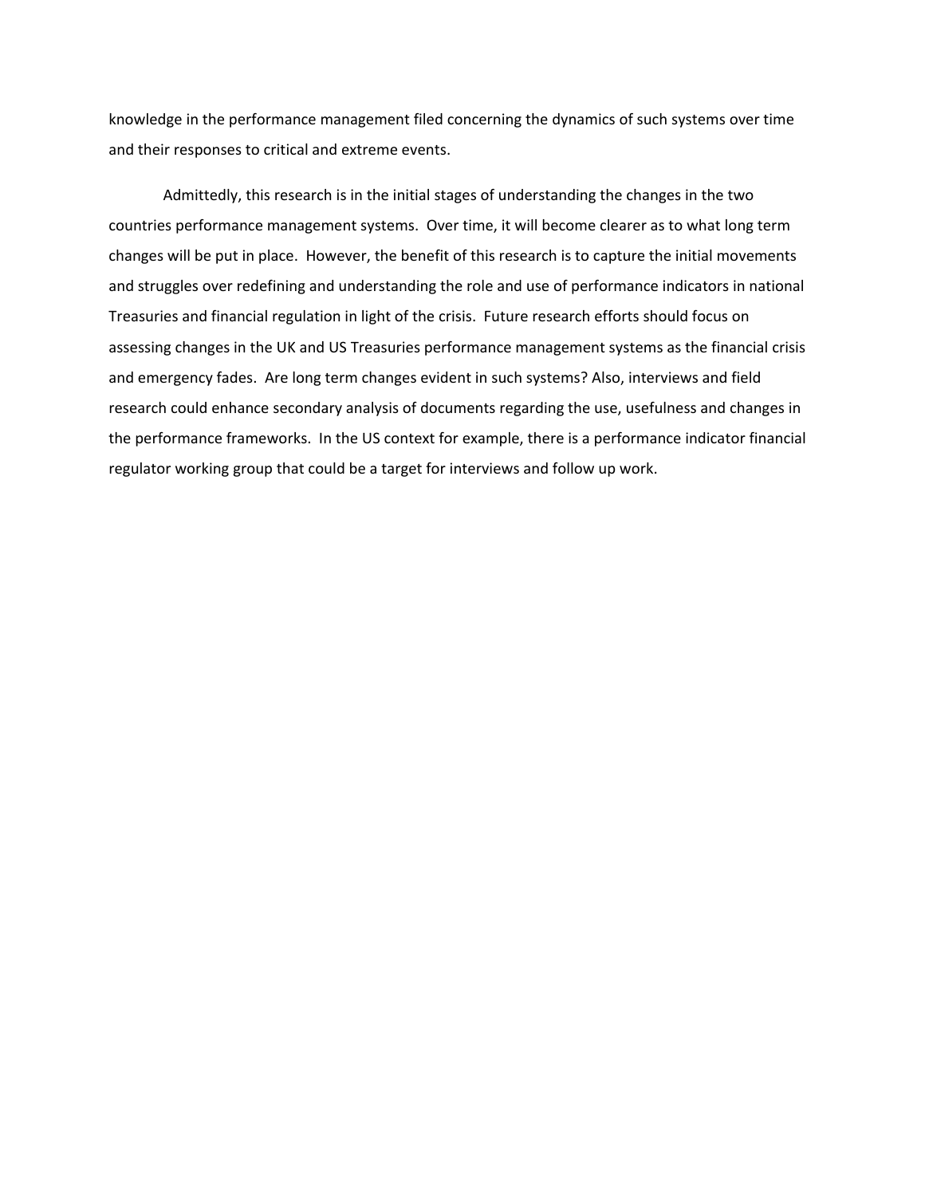knowledge in the performance management filed concerning the dynamics of such systems over time and their responses to critical and extreme events.

Admittedly, this research is in the initial stages of understanding the changes in the two countries performance management systems. Over time, it will become clearer as to what long term changes will be put in place. However, the benefit of this research is to capture the initial movements and struggles over redefining and understanding the role and use of performance indicators in national Treasuries and financial regulation in light of the crisis. Future research efforts should focus on assessing changes in the UK and US Treasuries performance management systems as the financial crisis and emergency fades. Are long term changes evident in such systems? Also, interviews and field research could enhance secondary analysis of documents regarding the use, usefulness and changes in the performance frameworks. In the US context for example, there is a performance indicator financial regulator working group that could be a target for interviews and follow up work.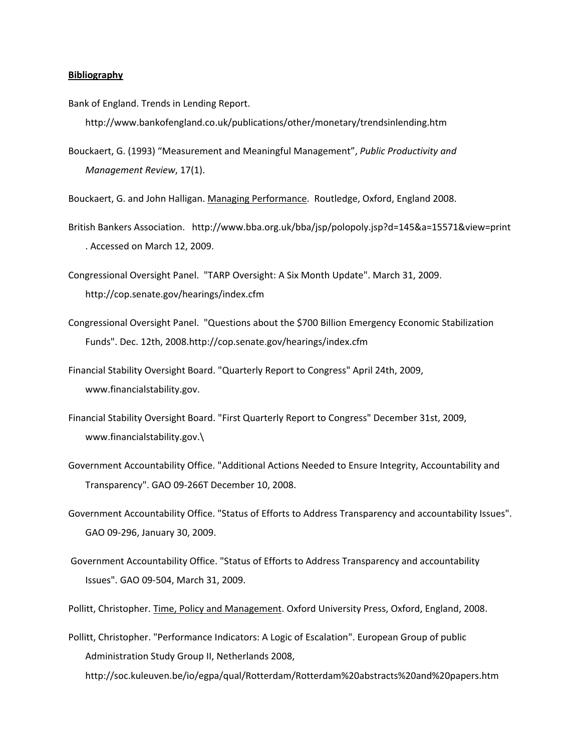**Bibliography**

Bank of England. Trends in Lending Report. http://www.bankofengland.co.uk/publications/other/monetary/trendsinlending.htm

Bouckaert, G. (1993) “Measurement and Meaningful Management”, *Public Productivity and Management Review*, 17(1).

Bouckaert, G. and John Halligan. Managing Performance. Routledge, Oxford, England 2008.

British Bankers Association. http://www.bba.org.uk/bba/jsp/polopoly.jsp?d=145&a=15571&view=print . Accessed on March 12, 2009.

Congressional Oversight Panel. "TARP Oversight: A Six Month Update". March 31, 2009. http://cop.senate.gov/hearings/index.cfm

Congressional Oversight Panel. "Questions about the $700 Billion Emergency Economic Stabilization Funds". Dec. 12th, 2008.http://cop.senate.gov/hearings/index.cfm

Financial Stability Oversight Board. "Quarterly Report to Congress" April 24th, 2009, www.financialstability.gov.

Financial Stability Oversight Board. "First Quarterly Report to Congress" December 31st, 2009, www.financialstability.gov.\

Government Accountability Office. "Additional Actions Needed to Ensure Integrity, Accountability and Transparency". GAO 09-266T December 10, 2008.

Government Accountability Office. "Status of Efforts to Address Transparency and accountability Issues". GAO 09-296, January 30, 2009.

Government Accountability Office. "Status of Efforts to Address Transparency and accountability Issues". GAO 09-504, March 31, 2009.

Pollitt, Christopher. Time, Policy and Management. Oxford University Press, Oxford, England, 2008.

Pollitt, Christopher. "Performance Indicators: A Logic of Escalation". European Group of public Administration Study Group II, Netherlands 2008, http://soc.kuleuven.be/io/egpa/qual/Rotterdam/Rotterdam%20abstracts%20and%20papers.htm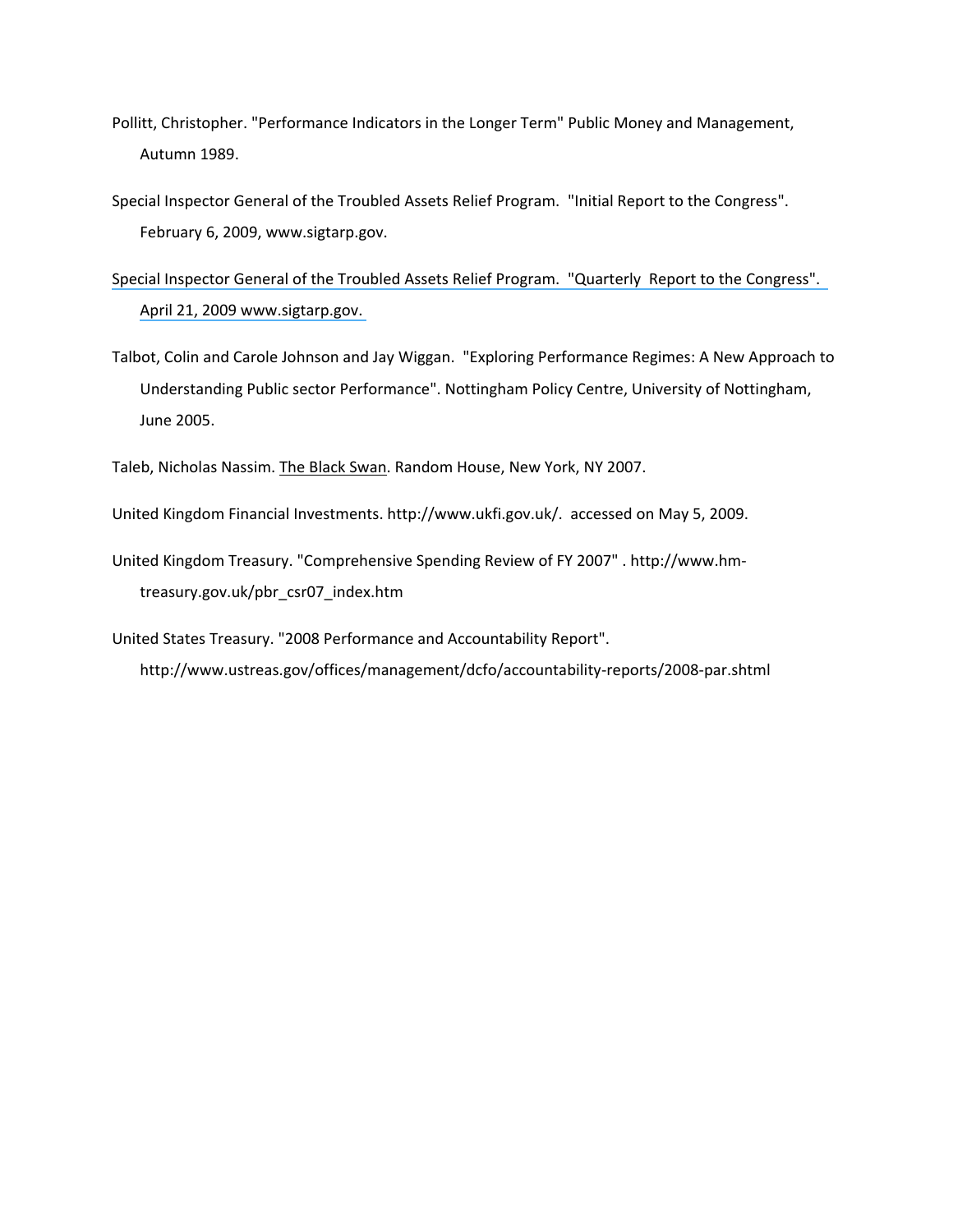Pollitt, Christopher. "Performance Indicators in the Longer Term" Public Money and Management, Autumn 1989.

Special Inspector General of the Troubled Assets Relief Program. "Initial Report to the Congress". February 6, 2009, www.sigtarp.gov.

Special Inspector General of the Troubled Assets Relief Program. "Quarterly Report to the Congress". April 21, 2009 www.sigtarp.gov.

Talbot, Colin and Carole Johnson and Jay Wiggan. "Exploring Performance Regimes: A New Approach to Understanding Public sector Performance". Nottingham Policy Centre, University of Nottingham, June 2005.

Taleb, Nicholas Nassim. The Black Swan. Random House, New York, NY 2007.

United Kingdom Financial Investments. http://www.ukfi.gov.uk/. accessed on May 5, 2009.

United Kingdom Treasury. "Comprehensive Spending Review of FY 2007" . http://www.hm-treasury.gov.uk/pbr_csr07_index.htm

United States Treasury. "2008 Performance and Accountability Report". http://www.ustreas.gov/offices/management/dcfo/accountability-reports/2008-par.shtml